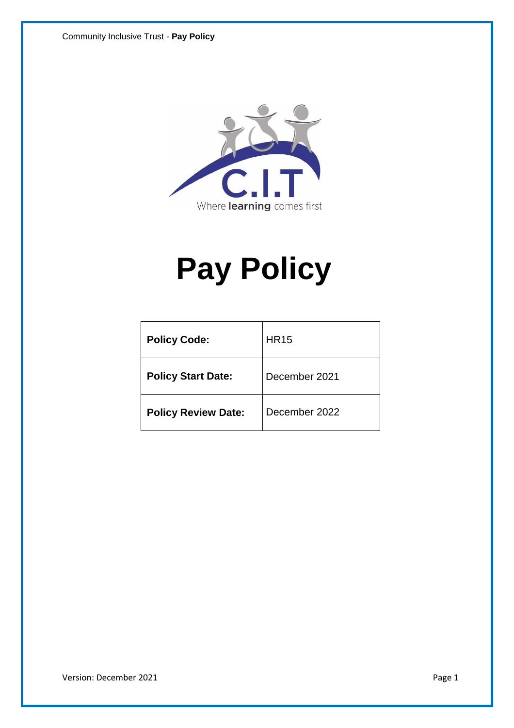C.I.T

Where **learning** comes first

# Pay Policy

| **Policy Code:** | HR15 |
|---|---|
| **Policy Start Date:** | December 2021 |
| **Policy Review Date:** | December 2022 |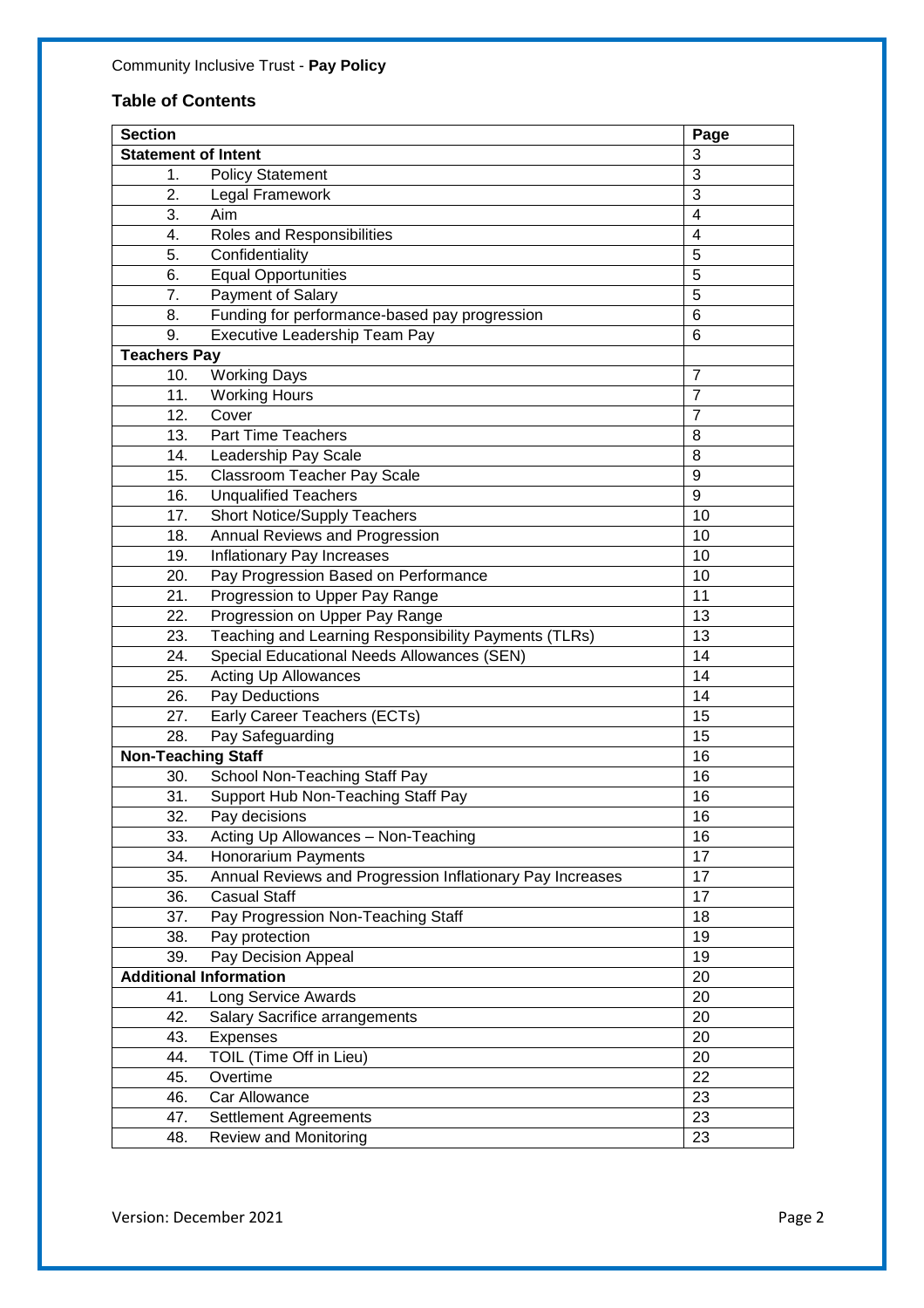## Table of Contents

| Section | Page |
|---|---|
| **Statement of Intent** | 3 |
| 1. Policy Statement | 3 |
| 2. Legal Framework | 3 |
| 3. Aim | 4 |
| 4. Roles and Responsibilities | 4 |
| 5. Confidentiality | 5 |
| 6. Equal Opportunities | 5 |
| 7. Payment of Salary | 5 |
| 8. Funding for performance-based pay progression | 6 |
| 9. Executive Leadership Team Pay | 6 |
| **Teachers Pay** | |
| 10. Working Days | 7 |
| 11. Working Hours | 7 |
| 12. Cover | 7 |
| 13. Part Time Teachers | 8 |
| 14. Leadership Pay Scale | 8 |
| 15. Classroom Teacher Pay Scale | 9 |
| 16. Unqualified Teachers | 9 |
| 17. Short Notice/Supply Teachers | 10 |
| 18. Annual Reviews and Progression | 10 |
| 19. Inflationary Pay Increases | 10 |
| 20. Pay Progression Based on Performance | 10 |
| 21. Progression to Upper Pay Range | 11 |
| 22. Progression on Upper Pay Range | 13 |
| 23. Teaching and Learning Responsibility Payments (TLRs) | 13 |
| 24. Special Educational Needs Allowances (SEN) | 14 |
| 25. Acting Up Allowances | 14 |
| 26. Pay Deductions | 14 |
| 27. Early Career Teachers (ECTs) | 15 |
| 28. Pay Safeguarding | 15 |
| **Non-Teaching Staff** | 16 |
| 30. School Non-Teaching Staff Pay | 16 |
| 31. Support Hub Non-Teaching Staff Pay | 16 |
| 32. Pay decisions | 16 |
| 33. Acting Up Allowances – Non-Teaching | 16 |
| 34. Honorarium Payments | 17 |
| 35. Annual Reviews and Progression Inflationary Pay Increases | 17 |
| 36. Casual Staff | 17 |
| 37. Pay Progression Non-Teaching Staff | 18 |
| 38. Pay protection | 19 |
| 39. Pay Decision Appeal | 19 |
| **Additional Information** | 20 |
| 41. Long Service Awards | 20 |
| 42. Salary Sacrifice arrangements | 20 |
| 43. Expenses | 20 |
| 44. TOIL (Time Off in Lieu) | 20 |
| 45. Overtime | 22 |
| 46. Car Allowance | 23 |
| 47. Settlement Agreements | 23 |
| 48. Review and Monitoring | 23 |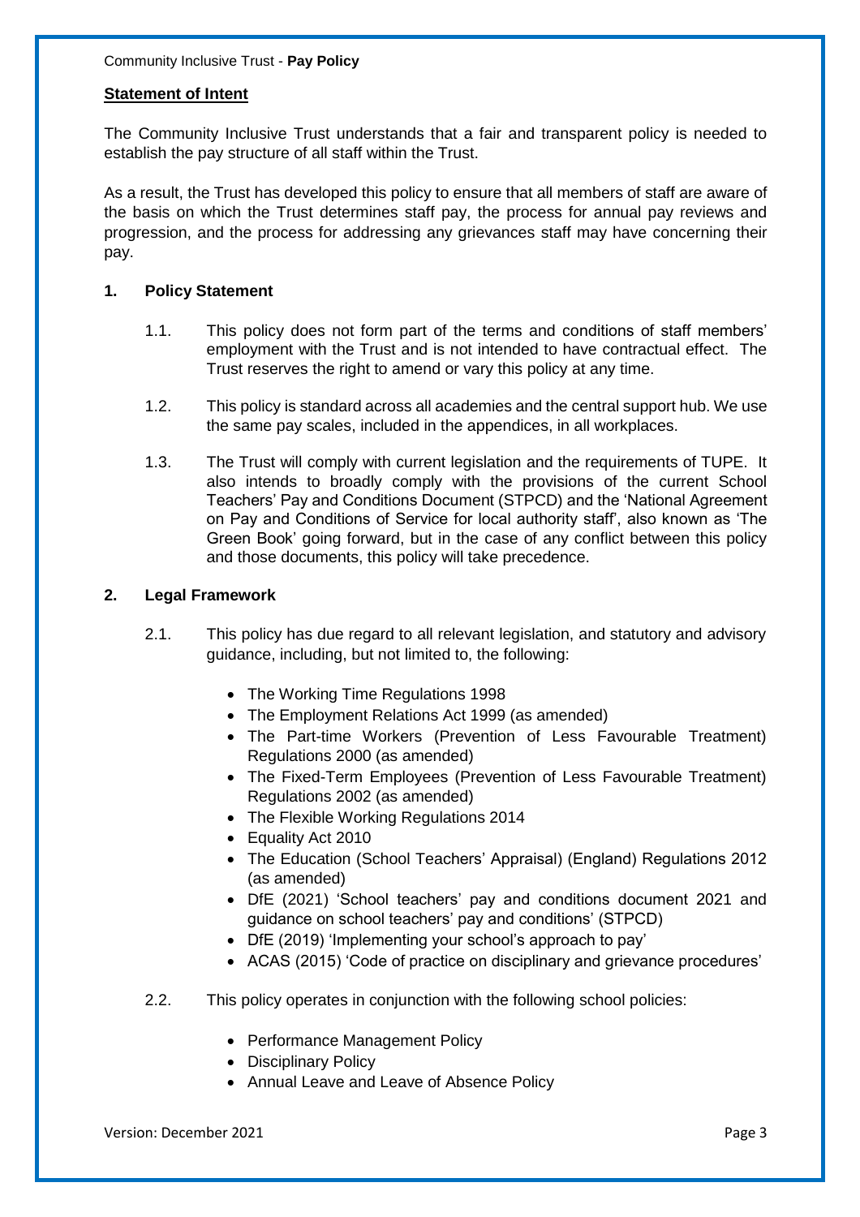## Statement of Intent

The Community Inclusive Trust understands that a fair and transparent policy is needed to establish the pay structure of all staff within the Trust.

As a result, the Trust has developed this policy to ensure that all members of staff are aware of the basis on which the Trust determines staff pay, the process for annual pay reviews and progression, and the process for addressing any grievances staff may have concerning their pay.

### 1. Policy Statement

1.1. This policy does not form part of the terms and conditions of staff members' employment with the Trust and is not intended to have contractual effect. The Trust reserves the right to amend or vary this policy at any time.

1.2. This policy is standard across all academies and the central support hub. We use the same pay scales, included in the appendices, in all workplaces.

1.3. The Trust will comply with current legislation and the requirements of TUPE. It also intends to broadly comply with the provisions of the current School Teachers' Pay and Conditions Document (STPCD) and the 'National Agreement on Pay and Conditions of Service for local authority staff', also known as 'The Green Book' going forward, but in the case of any conflict between this policy and those documents, this policy will take precedence.

### 2. Legal Framework

2.1. This policy has due regard to all relevant legislation, and statutory and advisory guidance, including, but not limited to, the following:

- The Working Time Regulations 1998
- The Employment Relations Act 1999 (as amended)
- The Part-time Workers (Prevention of Less Favourable Treatment) Regulations 2000 (as amended)
- The Fixed-Term Employees (Prevention of Less Favourable Treatment) Regulations 2002 (as amended)
- The Flexible Working Regulations 2014
- Equality Act 2010
- The Education (School Teachers' Appraisal) (England) Regulations 2012 (as amended)
- DfE (2021) 'School teachers' pay and conditions document 2021 and guidance on school teachers' pay and conditions' (STPCD)
- DfE (2019) 'Implementing your school's approach to pay'
- ACAS (2015) 'Code of practice on disciplinary and grievance procedures'

2.2. This policy operates in conjunction with the following school policies:

- Performance Management Policy
- Disciplinary Policy
- Annual Leave and Leave of Absence Policy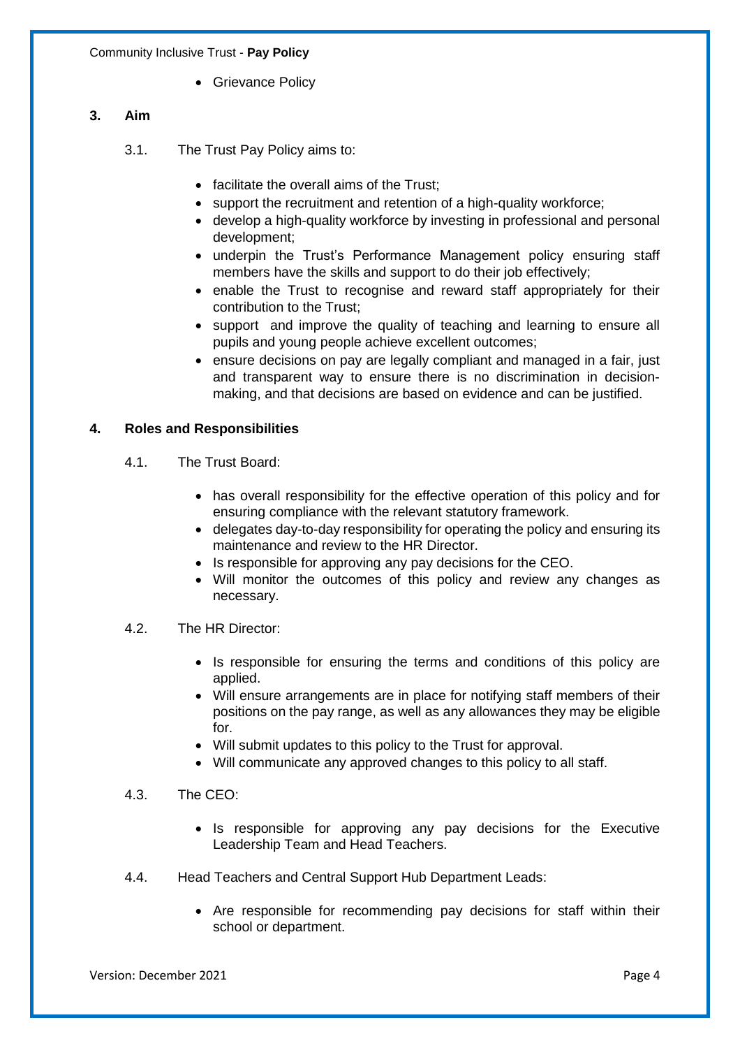- Grievance Policy

## 3. Aim

3.1. The Trust Pay Policy aims to:

- facilitate the overall aims of the Trust;
- support the recruitment and retention of a high-quality workforce;
- develop a high-quality workforce by investing in professional and personal development;
- underpin the Trust's Performance Management policy ensuring staff members have the skills and support to do their job effectively;
- enable the Trust to recognise and reward staff appropriately for their contribution to the Trust;
- support and improve the quality of teaching and learning to ensure all pupils and young people achieve excellent outcomes;
- ensure decisions on pay are legally compliant and managed in a fair, just and transparent way to ensure there is no discrimination in decision-making, and that decisions are based on evidence and can be justified.

## 4. Roles and Responsibilities

4.1. The Trust Board:

- has overall responsibility for the effective operation of this policy and for ensuring compliance with the relevant statutory framework.
- delegates day-to-day responsibility for operating the policy and ensuring its maintenance and review to the HR Director.
- Is responsible for approving any pay decisions for the CEO.
- Will monitor the outcomes of this policy and review any changes as necessary.

4.2. The HR Director:

- Is responsible for ensuring the terms and conditions of this policy are applied.
- Will ensure arrangements are in place for notifying staff members of their positions on the pay range, as well as any allowances they may be eligible for.
- Will submit updates to this policy to the Trust for approval.
- Will communicate any approved changes to this policy to all staff.

4.3. The CEO:

- Is responsible for approving any pay decisions for the Executive Leadership Team and Head Teachers.

4.4. Head Teachers and Central Support Hub Department Leads:

- Are responsible for recommending pay decisions for staff within their school or department.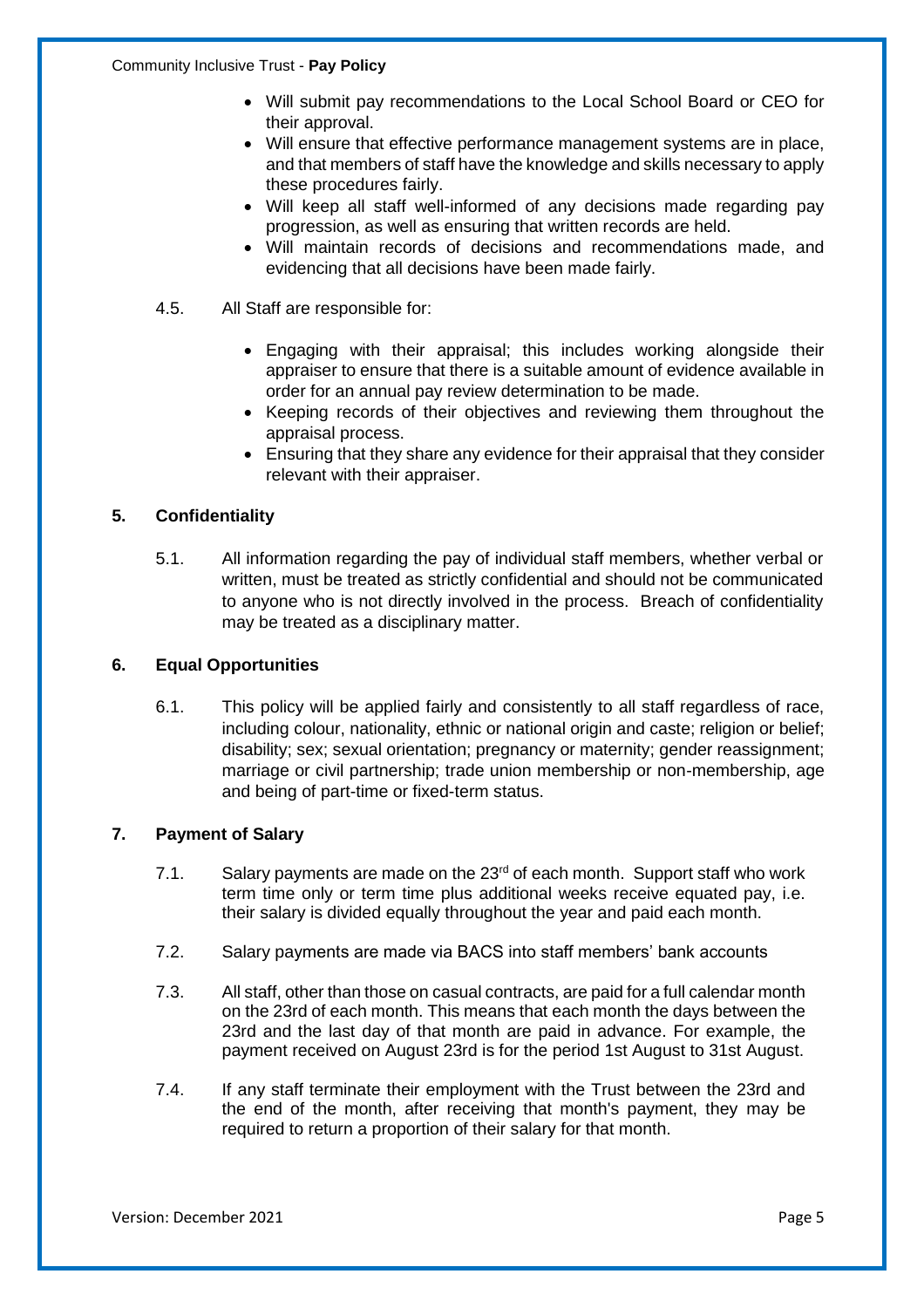- Will submit pay recommendations to the Local School Board or CEO for their approval.
- Will ensure that effective performance management systems are in place, and that members of staff have the knowledge and skills necessary to apply these procedures fairly.
- Will keep all staff well-informed of any decisions made regarding pay progression, as well as ensuring that written records are held.
- Will maintain records of decisions and recommendations made, and evidencing that all decisions have been made fairly.

4.5. All Staff are responsible for:

- Engaging with their appraisal; this includes working alongside their appraiser to ensure that there is a suitable amount of evidence available in order for an annual pay review determination to be made.
- Keeping records of their objectives and reviewing them throughout the appraisal process.
- Ensuring that they share any evidence for their appraisal that they consider relevant with their appraiser.

## 5. Confidentiality

5.1. All information regarding the pay of individual staff members, whether verbal or written, must be treated as strictly confidential and should not be communicated to anyone who is not directly involved in the process. Breach of confidentiality may be treated as a disciplinary matter.

## 6. Equal Opportunities

6.1. This policy will be applied fairly and consistently to all staff regardless of race, including colour, nationality, ethnic or national origin and caste; religion or belief; disability; sex; sexual orientation; pregnancy or maternity; gender reassignment; marriage or civil partnership; trade union membership or non-membership, age and being of part-time or fixed-term status.

## 7. Payment of Salary

7.1. Salary payments are made on the 23rd of each month. Support staff who work term time only or term time plus additional weeks receive equated pay, i.e. their salary is divided equally throughout the year and paid each month.

7.2. Salary payments are made via BACS into staff members' bank accounts

7.3. All staff, other than those on casual contracts, are paid for a full calendar month on the 23rd of each month. This means that each month the days between the 23rd and the last day of that month are paid in advance. For example, the payment received on August 23rd is for the period 1st August to 31st August.

7.4. If any staff terminate their employment with the Trust between the 23rd and the end of the month, after receiving that month's payment, they may be required to return a proportion of their salary for that month.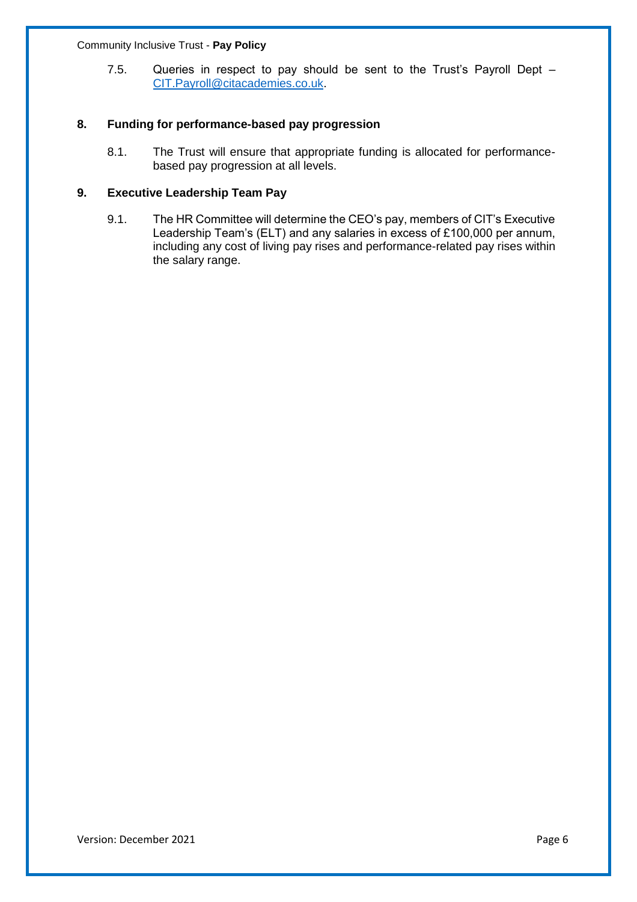7.5. Queries in respect to pay should be sent to the Trust's Payroll Dept – [CIT.Payroll@citacademies.co.uk](mailto:CIT.Payroll@citacademies.co.uk).

## 8. Funding for performance-based pay progression

8.1. The Trust will ensure that appropriate funding is allocated for performance-based pay progression at all levels.

## 9. Executive Leadership Team Pay

9.1. The HR Committee will determine the CEO's pay, members of CIT's Executive Leadership Team's (ELT) and any salaries in excess of £100,000 per annum, including any cost of living pay rises and performance-related pay rises within the salary range.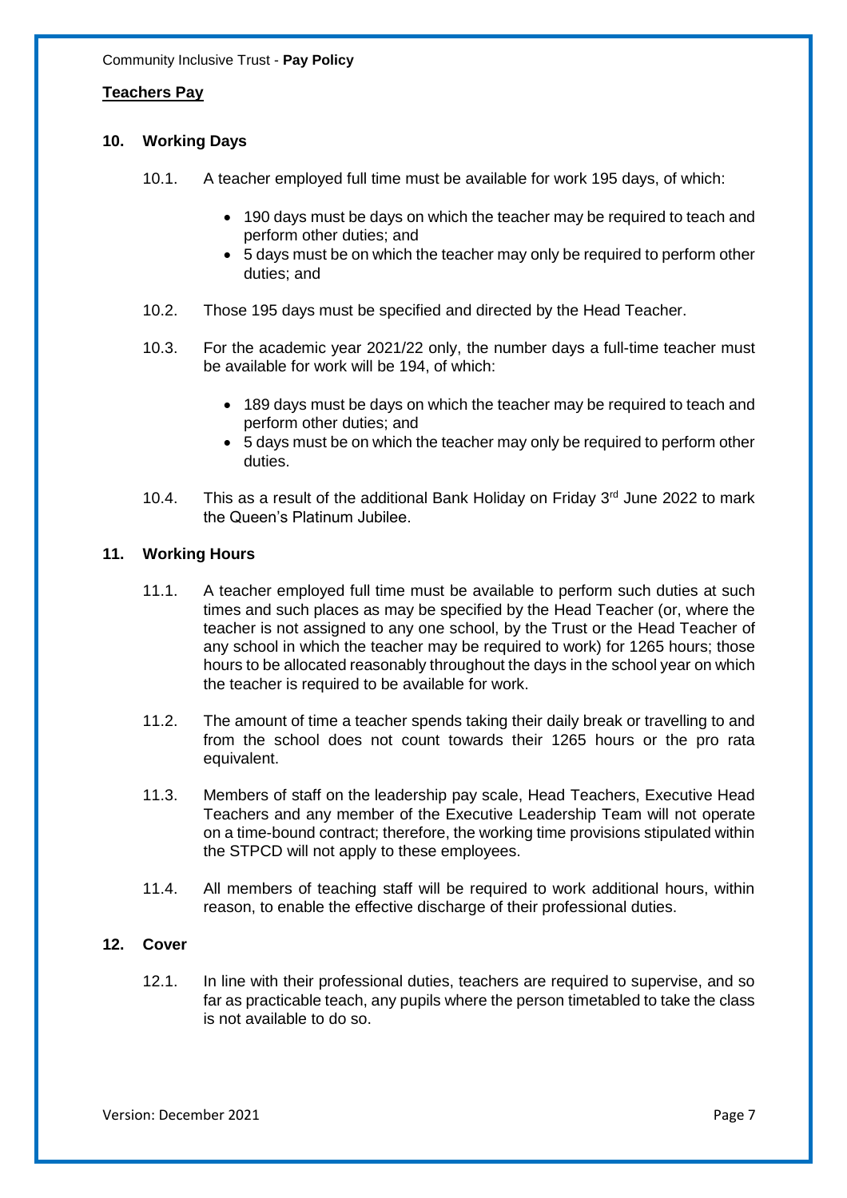## Teachers Pay

### 10. Working Days

10.1. A teacher employed full time must be available for work 195 days, of which:

- 190 days must be days on which the teacher may be required to teach and perform other duties; and
- 5 days must be on which the teacher may only be required to perform other duties; and

10.2. Those 195 days must be specified and directed by the Head Teacher.

10.3. For the academic year 2021/22 only, the number days a full-time teacher must be available for work will be 194, of which:

- 189 days must be days on which the teacher may be required to teach and perform other duties; and
- 5 days must be on which the teacher may only be required to perform other duties.

10.4. This as a result of the additional Bank Holiday on Friday 3rd June 2022 to mark the Queen's Platinum Jubilee.

### 11. Working Hours

11.1. A teacher employed full time must be available to perform such duties at such times and such places as may be specified by the Head Teacher (or, where the teacher is not assigned to any one school, by the Trust or the Head Teacher of any school in which the teacher may be required to work) for 1265 hours; those hours to be allocated reasonably throughout the days in the school year on which the teacher is required to be available for work.

11.2. The amount of time a teacher spends taking their daily break or travelling to and from the school does not count towards their 1265 hours or the pro rata equivalent.

11.3. Members of staff on the leadership pay scale, Head Teachers, Executive Head Teachers and any member of the Executive Leadership Team will not operate on a time-bound contract; therefore, the working time provisions stipulated within the STPCD will not apply to these employees.

11.4. All members of teaching staff will be required to work additional hours, within reason, to enable the effective discharge of their professional duties.

### 12. Cover

12.1. In line with their professional duties, teachers are required to supervise, and so far as practicable teach, any pupils where the person timetabled to take the class is not available to do so.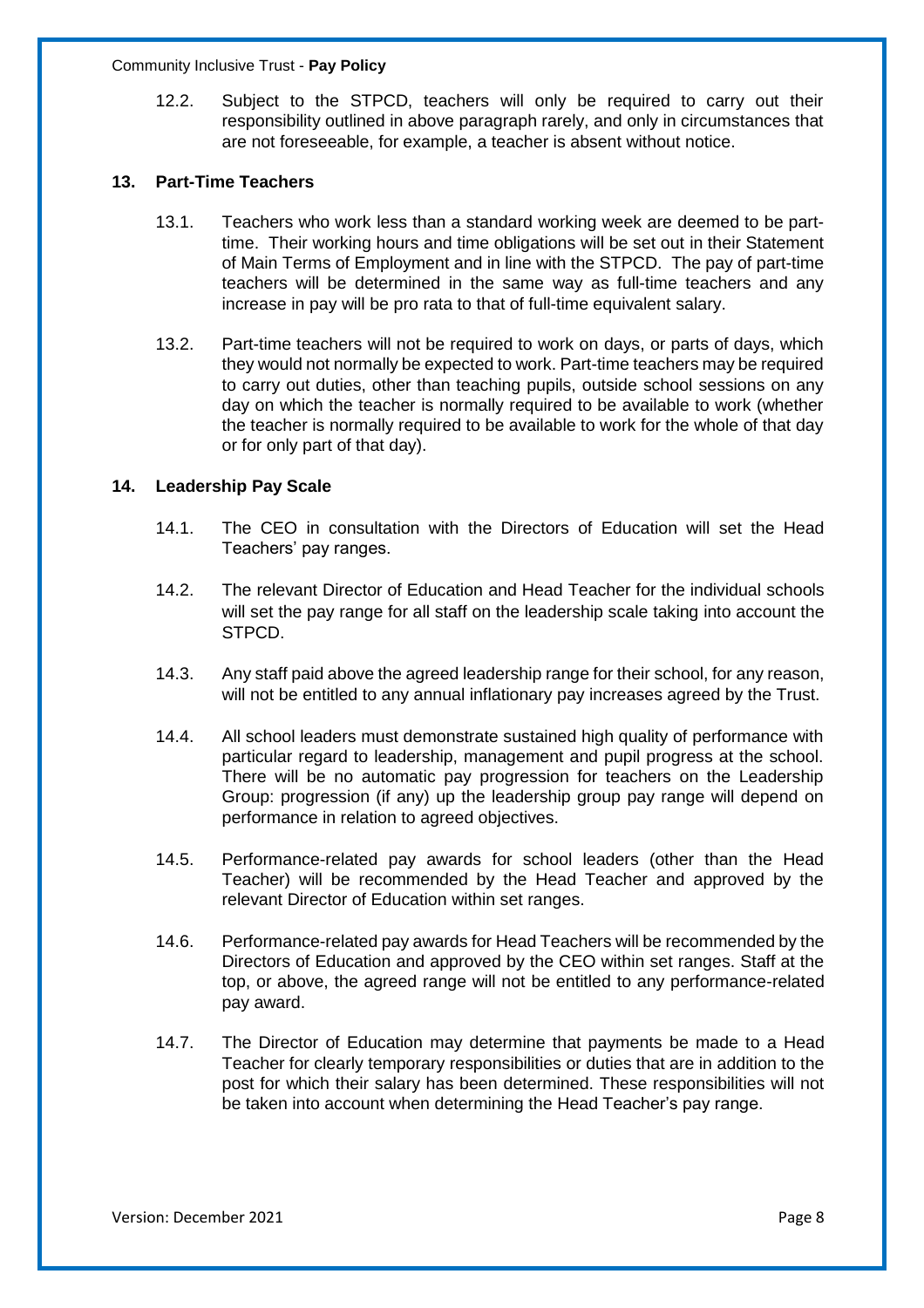12.2. Subject to the STPCD, teachers will only be required to carry out their responsibility outlined in above paragraph rarely, and only in circumstances that are not foreseeable, for example, a teacher is absent without notice.

## 13. Part-Time Teachers

13.1. Teachers who work less than a standard working week are deemed to be part-time. Their working hours and time obligations will be set out in their Statement of Main Terms of Employment and in line with the STPCD. The pay of part-time teachers will be determined in the same way as full-time teachers and any increase in pay will be pro rata to that of full-time equivalent salary.

13.2. Part-time teachers will not be required to work on days, or parts of days, which they would not normally be expected to work. Part-time teachers may be required to carry out duties, other than teaching pupils, outside school sessions on any day on which the teacher is normally required to be available to work (whether the teacher is normally required to be available to work for the whole of that day or for only part of that day).

## 14. Leadership Pay Scale

14.1. The CEO in consultation with the Directors of Education will set the Head Teachers' pay ranges.

14.2. The relevant Director of Education and Head Teacher for the individual schools will set the pay range for all staff on the leadership scale taking into account the STPCD.

14.3. Any staff paid above the agreed leadership range for their school, for any reason, will not be entitled to any annual inflationary pay increases agreed by the Trust.

14.4. All school leaders must demonstrate sustained high quality of performance with particular regard to leadership, management and pupil progress at the school. There will be no automatic pay progression for teachers on the Leadership Group: progression (if any) up the leadership group pay range will depend on performance in relation to agreed objectives.

14.5. Performance-related pay awards for school leaders (other than the Head Teacher) will be recommended by the Head Teacher and approved by the relevant Director of Education within set ranges.

14.6. Performance-related pay awards for Head Teachers will be recommended by the Directors of Education and approved by the CEO within set ranges. Staff at the top, or above, the agreed range will not be entitled to any performance-related pay award.

14.7. The Director of Education may determine that payments be made to a Head Teacher for clearly temporary responsibilities or duties that are in addition to the post for which their salary has been determined. These responsibilities will not be taken into account when determining the Head Teacher's pay range.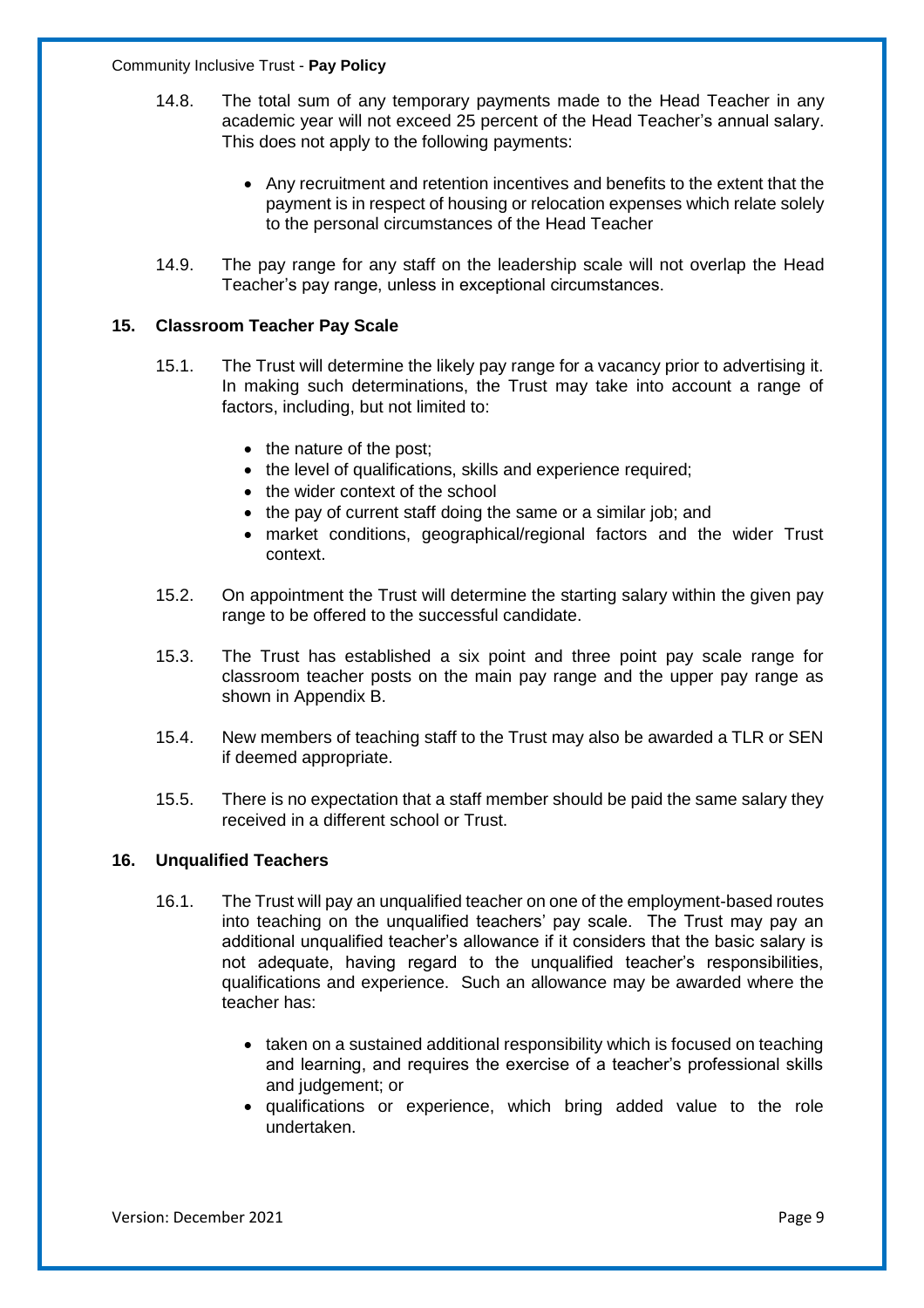14.8. The total sum of any temporary payments made to the Head Teacher in any academic year will not exceed 25 percent of the Head Teacher's annual salary. This does not apply to the following payments:

- Any recruitment and retention incentives and benefits to the extent that the payment is in respect of housing or relocation expenses which relate solely to the personal circumstances of the Head Teacher

14.9. The pay range for any staff on the leadership scale will not overlap the Head Teacher's pay range, unless in exceptional circumstances.

## 15. Classroom Teacher Pay Scale

15.1. The Trust will determine the likely pay range for a vacancy prior to advertising it. In making such determinations, the Trust may take into account a range of factors, including, but not limited to:

- the nature of the post;
- the level of qualifications, skills and experience required;
- the wider context of the school
- the pay of current staff doing the same or a similar job; and
- market conditions, geographical/regional factors and the wider Trust context.

15.2. On appointment the Trust will determine the starting salary within the given pay range to be offered to the successful candidate.

15.3. The Trust has established a six point and three point pay scale range for classroom teacher posts on the main pay range and the upper pay range as shown in Appendix B.

15.4. New members of teaching staff to the Trust may also be awarded a TLR or SEN if deemed appropriate.

15.5. There is no expectation that a staff member should be paid the same salary they received in a different school or Trust.

## 16. Unqualified Teachers

16.1. The Trust will pay an unqualified teacher on one of the employment-based routes into teaching on the unqualified teachers' pay scale. The Trust may pay an additional unqualified teacher's allowance if it considers that the basic salary is not adequate, having regard to the unqualified teacher's responsibilities, qualifications and experience. Such an allowance may be awarded where the teacher has:

- taken on a sustained additional responsibility which is focused on teaching and learning, and requires the exercise of a teacher's professional skills and judgement; or
- qualifications or experience, which bring added value to the role undertaken.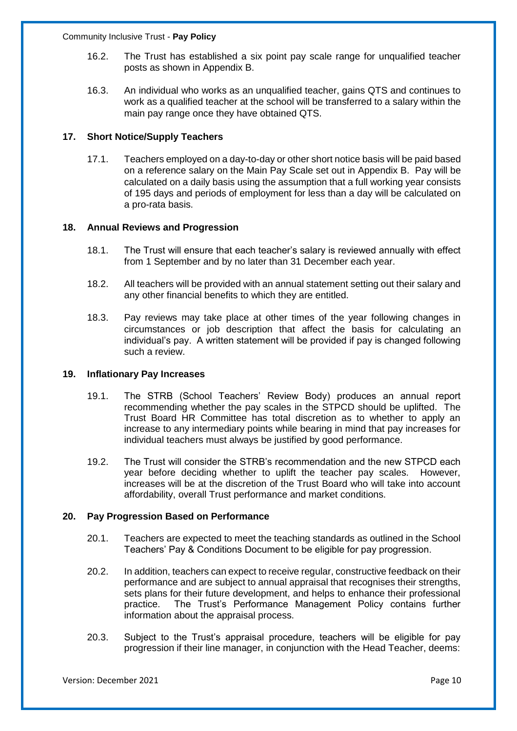16.2. The Trust has established a six point pay scale range for unqualified teacher posts as shown in Appendix B.

16.3. An individual who works as an unqualified teacher, gains QTS and continues to work as a qualified teacher at the school will be transferred to a salary within the main pay range once they have obtained QTS.

## 17. Short Notice/Supply Teachers

17.1. Teachers employed on a day-to-day or other short notice basis will be paid based on a reference salary on the Main Pay Scale set out in Appendix B. Pay will be calculated on a daily basis using the assumption that a full working year consists of 195 days and periods of employment for less than a day will be calculated on a pro-rata basis.

## 18. Annual Reviews and Progression

18.1. The Trust will ensure that each teacher's salary is reviewed annually with effect from 1 September and by no later than 31 December each year.

18.2. All teachers will be provided with an annual statement setting out their salary and any other financial benefits to which they are entitled.

18.3. Pay reviews may take place at other times of the year following changes in circumstances or job description that affect the basis for calculating an individual's pay. A written statement will be provided if pay is changed following such a review.

## 19. Inflationary Pay Increases

19.1. The STRB (School Teachers' Review Body) produces an annual report recommending whether the pay scales in the STPCD should be uplifted. The Trust Board HR Committee has total discretion as to whether to apply an increase to any intermediary points while bearing in mind that pay increases for individual teachers must always be justified by good performance.

19.2. The Trust will consider the STRB's recommendation and the new STPCD each year before deciding whether to uplift the teacher pay scales. However, increases will be at the discretion of the Trust Board who will take into account affordability, overall Trust performance and market conditions.

## 20. Pay Progression Based on Performance

20.1. Teachers are expected to meet the teaching standards as outlined in the School Teachers' Pay & Conditions Document to be eligible for pay progression.

20.2. In addition, teachers can expect to receive regular, constructive feedback on their performance and are subject to annual appraisal that recognises their strengths, sets plans for their future development, and helps to enhance their professional practice. The Trust's Performance Management Policy contains further information about the appraisal process.

20.3. Subject to the Trust's appraisal procedure, teachers will be eligible for pay progression if their line manager, in conjunction with the Head Teacher, deems: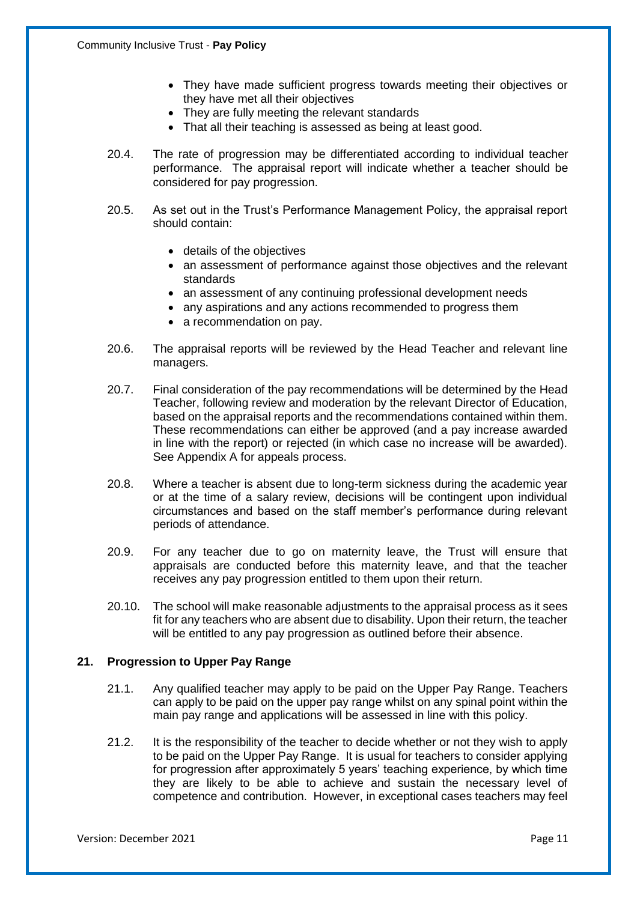- They have made sufficient progress towards meeting their objectives or they have met all their objectives
- They are fully meeting the relevant standards
- That all their teaching is assessed as being at least good.

20.4. The rate of progression may be differentiated according to individual teacher performance. The appraisal report will indicate whether a teacher should be considered for pay progression.

20.5. As set out in the Trust's Performance Management Policy, the appraisal report should contain:

- details of the objectives
- an assessment of performance against those objectives and the relevant standards
- an assessment of any continuing professional development needs
- any aspirations and any actions recommended to progress them
- a recommendation on pay.

20.6. The appraisal reports will be reviewed by the Head Teacher and relevant line managers.

20.7. Final consideration of the pay recommendations will be determined by the Head Teacher, following review and moderation by the relevant Director of Education, based on the appraisal reports and the recommendations contained within them. These recommendations can either be approved (and a pay increase awarded in line with the report) or rejected (in which case no increase will be awarded). See Appendix A for appeals process.

20.8. Where a teacher is absent due to long-term sickness during the academic year or at the time of a salary review, decisions will be contingent upon individual circumstances and based on the staff member's performance during relevant periods of attendance.

20.9. For any teacher due to go on maternity leave, the Trust will ensure that appraisals are conducted before this maternity leave, and that the teacher receives any pay progression entitled to them upon their return.

20.10. The school will make reasonable adjustments to the appraisal process as it sees fit for any teachers who are absent due to disability. Upon their return, the teacher will be entitled to any pay progression as outlined before their absence.

## 21. Progression to Upper Pay Range

21.1. Any qualified teacher may apply to be paid on the Upper Pay Range. Teachers can apply to be paid on the upper pay range whilst on any spinal point within the main pay range and applications will be assessed in line with this policy.

21.2. It is the responsibility of the teacher to decide whether or not they wish to apply to be paid on the Upper Pay Range. It is usual for teachers to consider applying for progression after approximately 5 years' teaching experience, by which time they are likely to be able to achieve and sustain the necessary level of competence and contribution. However, in exceptional cases teachers may feel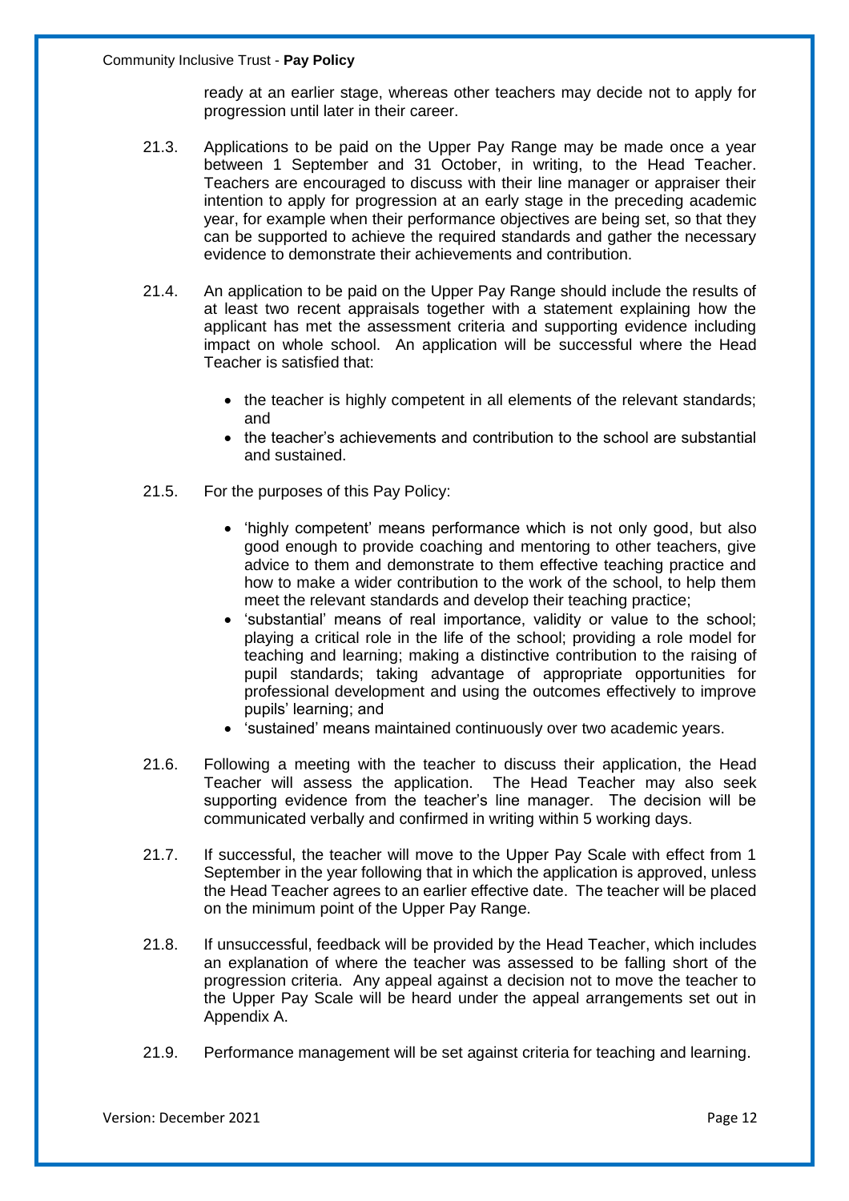ready at an earlier stage, whereas other teachers may decide not to apply for progression until later in their career.

21.3. Applications to be paid on the Upper Pay Range may be made once a year between 1 September and 31 October, in writing, to the Head Teacher. Teachers are encouraged to discuss with their line manager or appraiser their intention to apply for progression at an early stage in the preceding academic year, for example when their performance objectives are being set, so that they can be supported to achieve the required standards and gather the necessary evidence to demonstrate their achievements and contribution.

21.4. An application to be paid on the Upper Pay Range should include the results of at least two recent appraisals together with a statement explaining how the applicant has met the assessment criteria and supporting evidence including impact on whole school. An application will be successful where the Head Teacher is satisfied that:

- the teacher is highly competent in all elements of the relevant standards; and
- the teacher's achievements and contribution to the school are substantial and sustained.

21.5. For the purposes of this Pay Policy:

- 'highly competent' means performance which is not only good, but also good enough to provide coaching and mentoring to other teachers, give advice to them and demonstrate to them effective teaching practice and how to make a wider contribution to the work of the school, to help them meet the relevant standards and develop their teaching practice;
- 'substantial' means of real importance, validity or value to the school; playing a critical role in the life of the school; providing a role model for teaching and learning; making a distinctive contribution to the raising of pupil standards; taking advantage of appropriate opportunities for professional development and using the outcomes effectively to improve pupils' learning; and
- 'sustained' means maintained continuously over two academic years.

21.6. Following a meeting with the teacher to discuss their application, the Head Teacher will assess the application. The Head Teacher may also seek supporting evidence from the teacher's line manager. The decision will be communicated verbally and confirmed in writing within 5 working days.

21.7. If successful, the teacher will move to the Upper Pay Scale with effect from 1 September in the year following that in which the application is approved, unless the Head Teacher agrees to an earlier effective date. The teacher will be placed on the minimum point of the Upper Pay Range.

21.8. If unsuccessful, feedback will be provided by the Head Teacher, which includes an explanation of where the teacher was assessed to be falling short of the progression criteria. Any appeal against a decision not to move the teacher to the Upper Pay Scale will be heard under the appeal arrangements set out in Appendix A.

21.9. Performance management will be set against criteria for teaching and learning.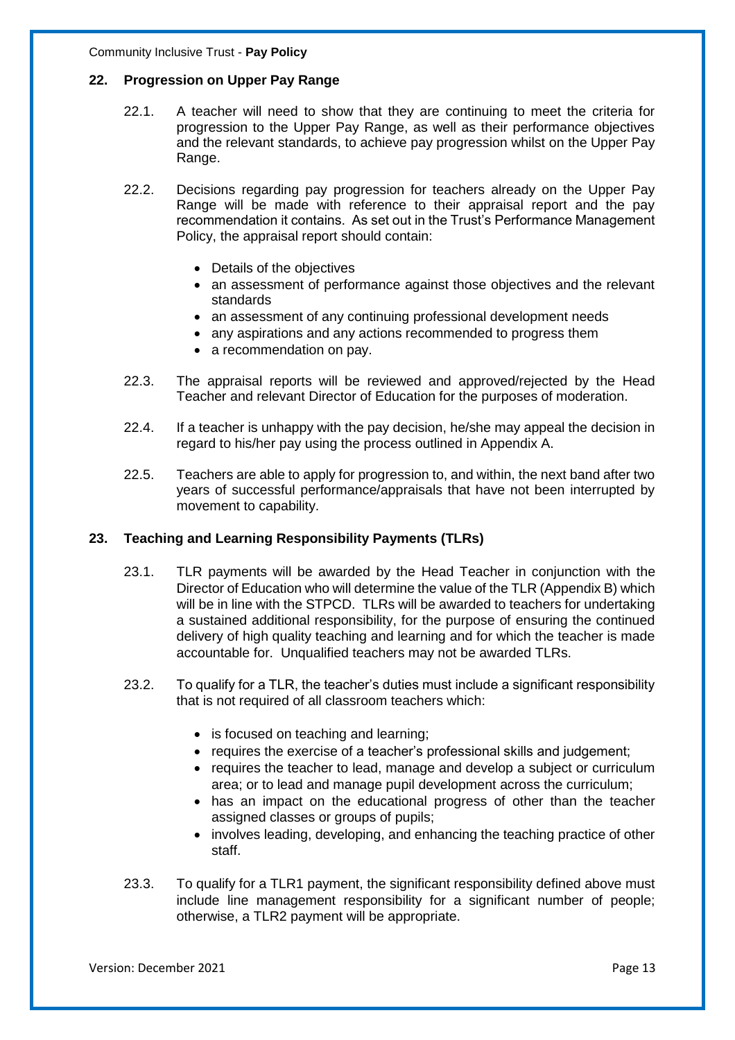## 22. Progression on Upper Pay Range

22.1. A teacher will need to show that they are continuing to meet the criteria for progression to the Upper Pay Range, as well as their performance objectives and the relevant standards, to achieve pay progression whilst on the Upper Pay Range.

22.2. Decisions regarding pay progression for teachers already on the Upper Pay Range will be made with reference to their appraisal report and the pay recommendation it contains. As set out in the Trust's Performance Management Policy, the appraisal report should contain:

- Details of the objectives
- an assessment of performance against those objectives and the relevant standards
- an assessment of any continuing professional development needs
- any aspirations and any actions recommended to progress them
- a recommendation on pay.

22.3. The appraisal reports will be reviewed and approved/rejected by the Head Teacher and relevant Director of Education for the purposes of moderation.

22.4. If a teacher is unhappy with the pay decision, he/she may appeal the decision in regard to his/her pay using the process outlined in Appendix A.

22.5. Teachers are able to apply for progression to, and within, the next band after two years of successful performance/appraisals that have not been interrupted by movement to capability.

## 23. Teaching and Learning Responsibility Payments (TLRs)

23.1. TLR payments will be awarded by the Head Teacher in conjunction with the Director of Education who will determine the value of the TLR (Appendix B) which will be in line with the STPCD. TLRs will be awarded to teachers for undertaking a sustained additional responsibility, for the purpose of ensuring the continued delivery of high quality teaching and learning and for which the teacher is made accountable for. Unqualified teachers may not be awarded TLRs.

23.2. To qualify for a TLR, the teacher's duties must include a significant responsibility that is not required of all classroom teachers which:

- is focused on teaching and learning;
- requires the exercise of a teacher's professional skills and judgement;
- requires the teacher to lead, manage and develop a subject or curriculum area; or to lead and manage pupil development across the curriculum;
- has an impact on the educational progress of other than the teacher assigned classes or groups of pupils;
- involves leading, developing, and enhancing the teaching practice of other staff.

23.3. To qualify for a TLR1 payment, the significant responsibility defined above must include line management responsibility for a significant number of people; otherwise, a TLR2 payment will be appropriate.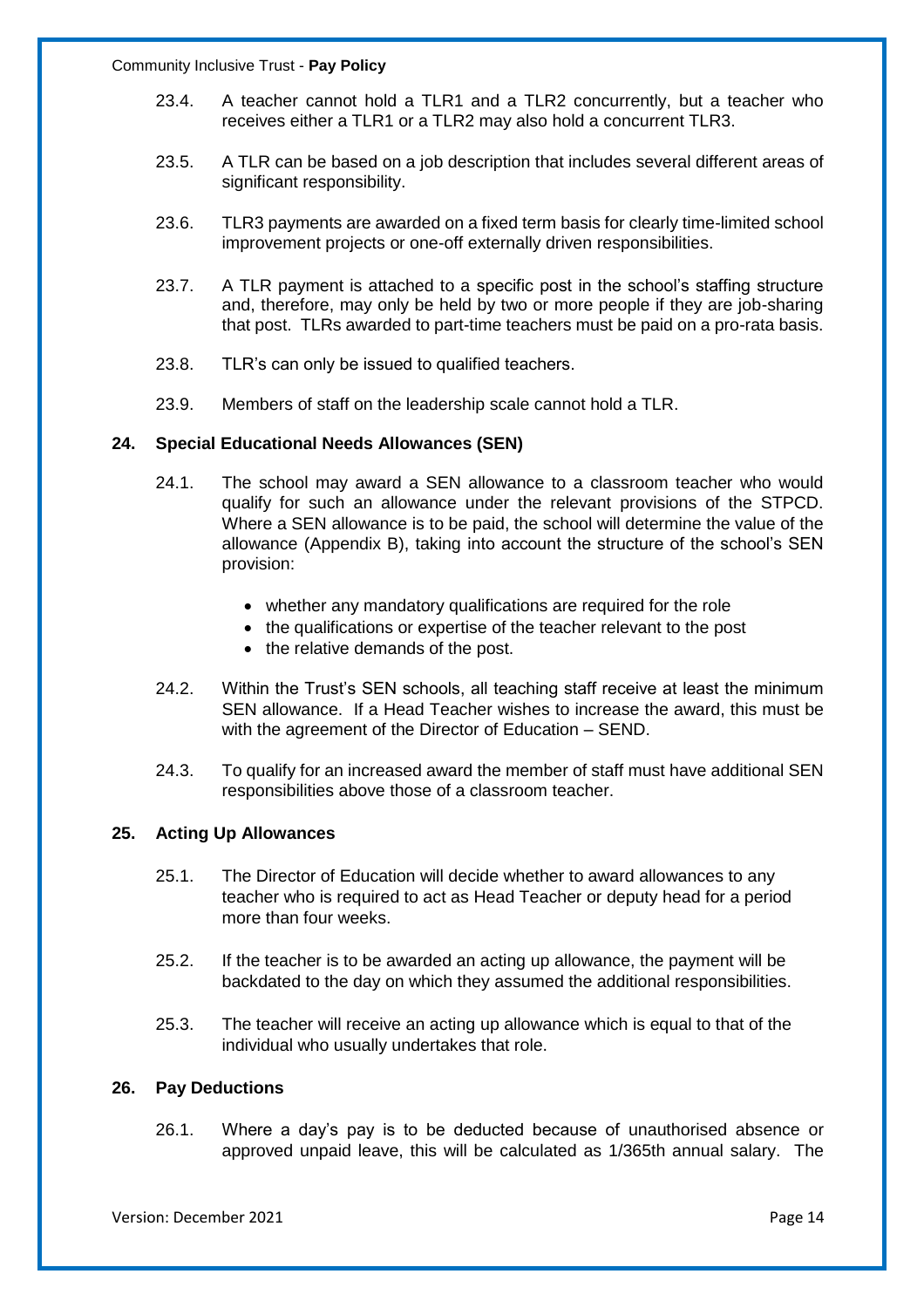23.4. A teacher cannot hold a TLR1 and a TLR2 concurrently, but a teacher who receives either a TLR1 or a TLR2 may also hold a concurrent TLR3.

23.5. A TLR can be based on a job description that includes several different areas of significant responsibility.

23.6. TLR3 payments are awarded on a fixed term basis for clearly time-limited school improvement projects or one-off externally driven responsibilities.

23.7. A TLR payment is attached to a specific post in the school's staffing structure and, therefore, may only be held by two or more people if they are job-sharing that post. TLRs awarded to part-time teachers must be paid on a pro-rata basis.

23.8. TLR's can only be issued to qualified teachers.

23.9. Members of staff on the leadership scale cannot hold a TLR.

## 24. Special Educational Needs Allowances (SEN)

24.1. The school may award a SEN allowance to a classroom teacher who would qualify for such an allowance under the relevant provisions of the STPCD. Where a SEN allowance is to be paid, the school will determine the value of the allowance (Appendix B), taking into account the structure of the school's SEN provision:

- whether any mandatory qualifications are required for the role
- the qualifications or expertise of the teacher relevant to the post
- the relative demands of the post.

24.2. Within the Trust's SEN schools, all teaching staff receive at least the minimum SEN allowance. If a Head Teacher wishes to increase the award, this must be with the agreement of the Director of Education – SEND.

24.3. To qualify for an increased award the member of staff must have additional SEN responsibilities above those of a classroom teacher.

## 25. Acting Up Allowances

25.1. The Director of Education will decide whether to award allowances to any teacher who is required to act as Head Teacher or deputy head for a period more than four weeks.

25.2. If the teacher is to be awarded an acting up allowance, the payment will be backdated to the day on which they assumed the additional responsibilities.

25.3. The teacher will receive an acting up allowance which is equal to that of the individual who usually undertakes that role.

## 26. Pay Deductions

26.1. Where a day's pay is to be deducted because of unauthorised absence or approved unpaid leave, this will be calculated as 1/365th annual salary. The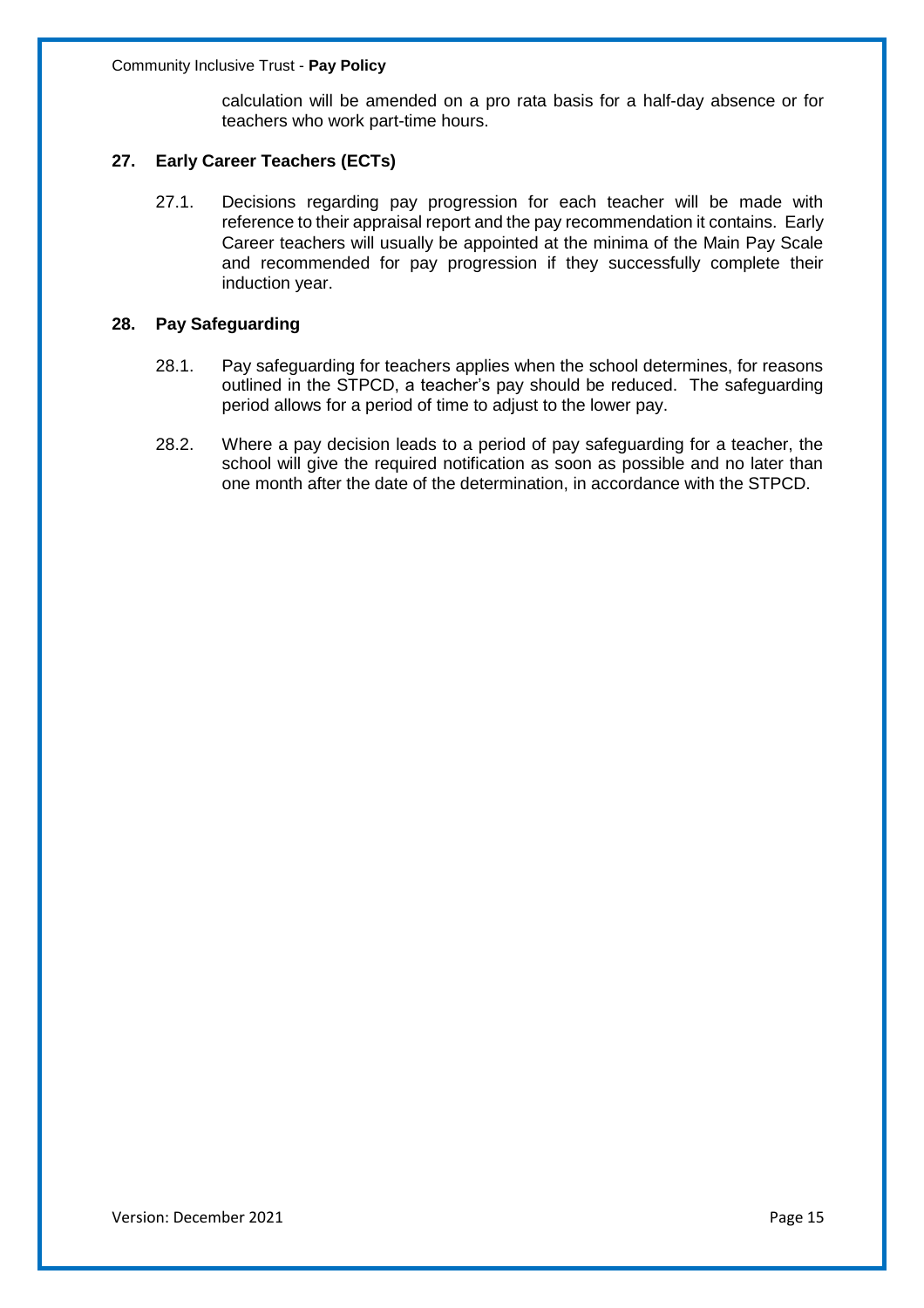calculation will be amended on a pro rata basis for a half-day absence or for teachers who work part-time hours.

## 27. Early Career Teachers (ECTs)

27.1. Decisions regarding pay progression for each teacher will be made with reference to their appraisal report and the pay recommendation it contains. Early Career teachers will usually be appointed at the minima of the Main Pay Scale and recommended for pay progression if they successfully complete their induction year.

## 28. Pay Safeguarding

28.1. Pay safeguarding for teachers applies when the school determines, for reasons outlined in the STPCD, a teacher's pay should be reduced. The safeguarding period allows for a period of time to adjust to the lower pay.

28.2. Where a pay decision leads to a period of pay safeguarding for a teacher, the school will give the required notification as soon as possible and no later than one month after the date of the determination, in accordance with the STPCD.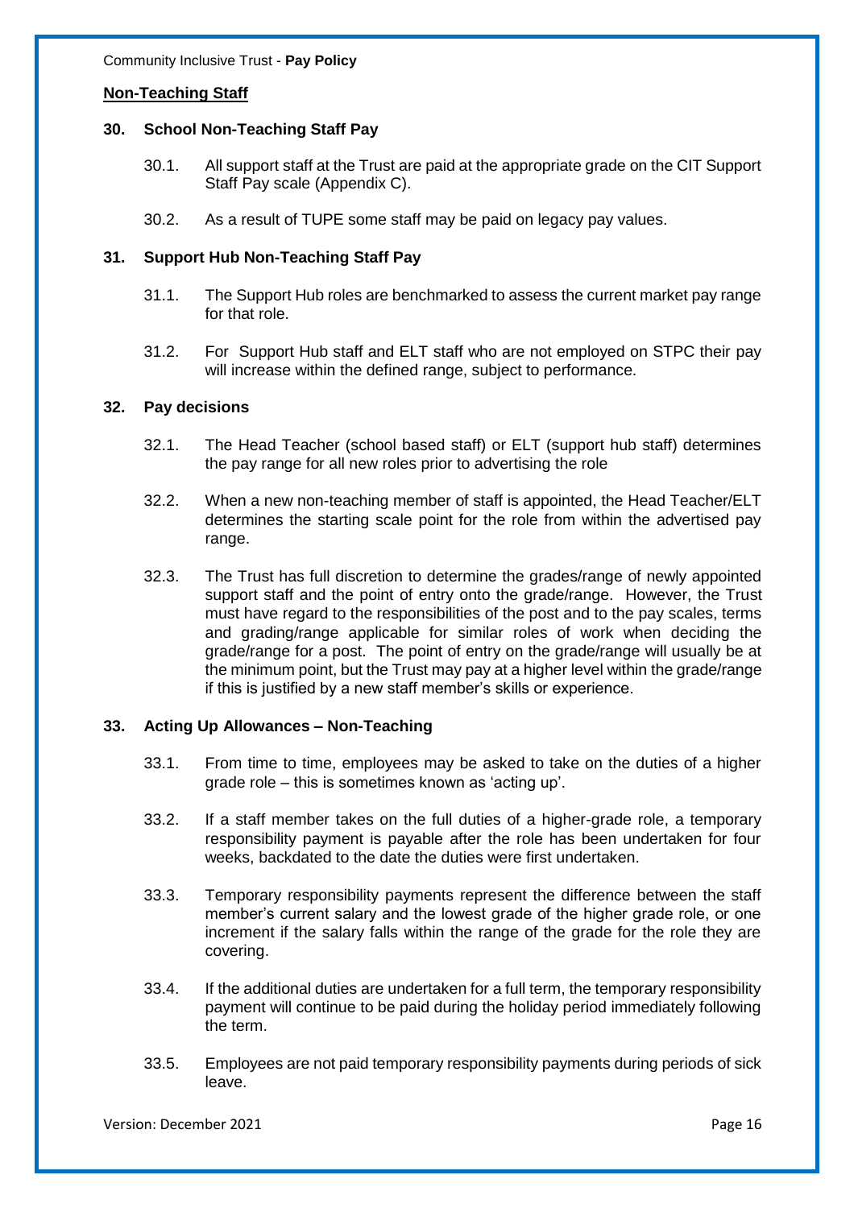## Non-Teaching Staff

### 30. School Non-Teaching Staff Pay

30.1. All support staff at the Trust are paid at the appropriate grade on the CIT Support Staff Pay scale (Appendix C).

30.2. As a result of TUPE some staff may be paid on legacy pay values.

### 31. Support Hub Non-Teaching Staff Pay

31.1. The Support Hub roles are benchmarked to assess the current market pay range for that role.

31.2. For Support Hub staff and ELT staff who are not employed on STPC their pay will increase within the defined range, subject to performance.

### 32. Pay decisions

32.1. The Head Teacher (school based staff) or ELT (support hub staff) determines the pay range for all new roles prior to advertising the role

32.2. When a new non-teaching member of staff is appointed, the Head Teacher/ELT determines the starting scale point for the role from within the advertised pay range.

32.3. The Trust has full discretion to determine the grades/range of newly appointed support staff and the point of entry onto the grade/range. However, the Trust must have regard to the responsibilities of the post and to the pay scales, terms and grading/range applicable for similar roles of work when deciding the grade/range for a post. The point of entry on the grade/range will usually be at the minimum point, but the Trust may pay at a higher level within the grade/range if this is justified by a new staff member's skills or experience.

### 33. Acting Up Allowances – Non-Teaching

33.1. From time to time, employees may be asked to take on the duties of a higher grade role – this is sometimes known as 'acting up'.

33.2. If a staff member takes on the full duties of a higher-grade role, a temporary responsibility payment is payable after the role has been undertaken for four weeks, backdated to the date the duties were first undertaken.

33.3. Temporary responsibility payments represent the difference between the staff member's current salary and the lowest grade of the higher grade role, or one increment if the salary falls within the range of the grade for the role they are covering.

33.4. If the additional duties are undertaken for a full term, the temporary responsibility payment will continue to be paid during the holiday period immediately following the term.

33.5. Employees are not paid temporary responsibility payments during periods of sick leave.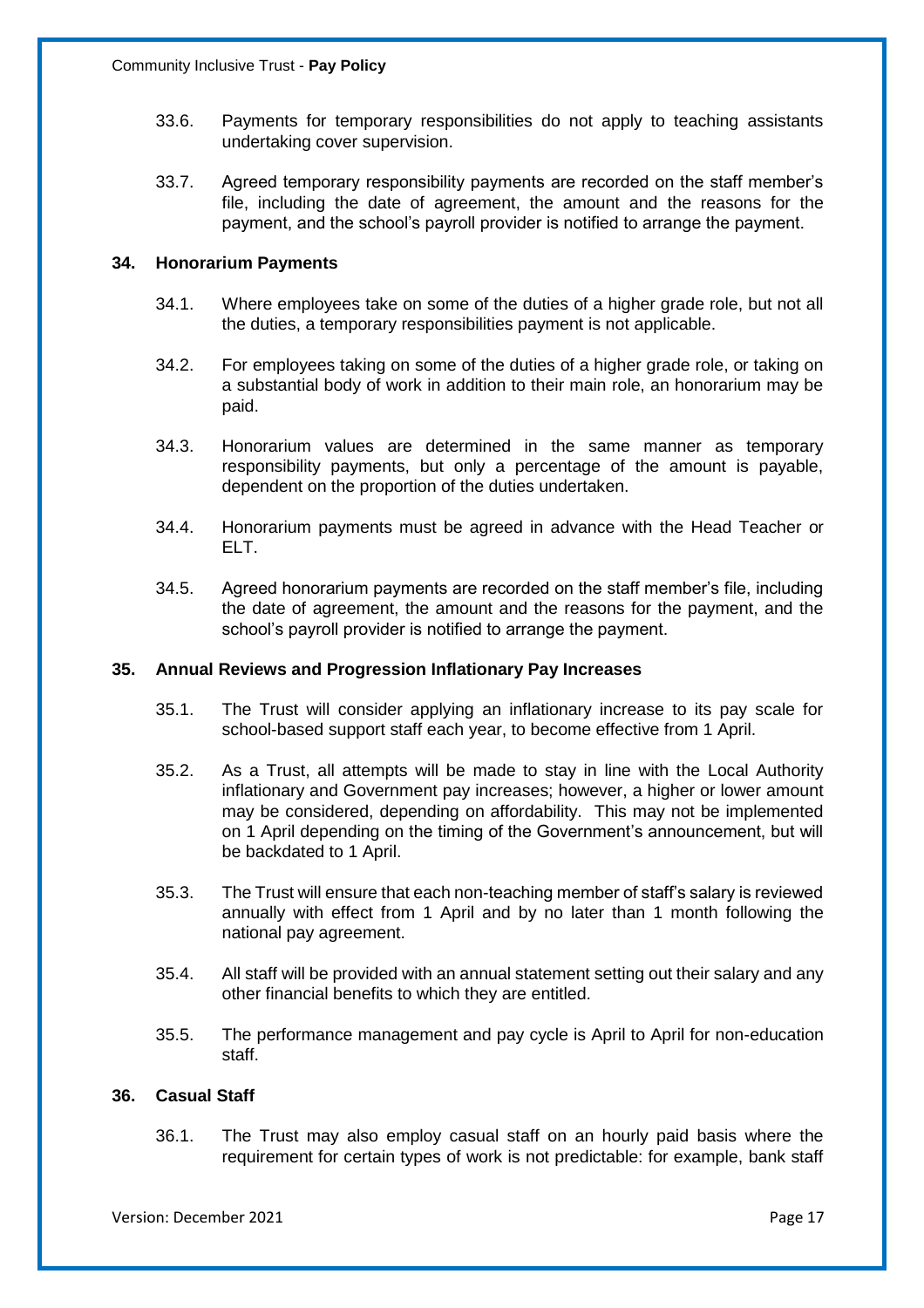33.6. Payments for temporary responsibilities do not apply to teaching assistants undertaking cover supervision.

33.7. Agreed temporary responsibility payments are recorded on the staff member's file, including the date of agreement, the amount and the reasons for the payment, and the school's payroll provider is notified to arrange the payment.

## 34. Honorarium Payments

34.1. Where employees take on some of the duties of a higher grade role, but not all the duties, a temporary responsibilities payment is not applicable.

34.2. For employees taking on some of the duties of a higher grade role, or taking on a substantial body of work in addition to their main role, an honorarium may be paid.

34.3. Honorarium values are determined in the same manner as temporary responsibility payments, but only a percentage of the amount is payable, dependent on the proportion of the duties undertaken.

34.4. Honorarium payments must be agreed in advance with the Head Teacher or ELT.

34.5. Agreed honorarium payments are recorded on the staff member's file, including the date of agreement, the amount and the reasons for the payment, and the school's payroll provider is notified to arrange the payment.

## 35. Annual Reviews and Progression Inflationary Pay Increases

35.1. The Trust will consider applying an inflationary increase to its pay scale for school-based support staff each year, to become effective from 1 April.

35.2. As a Trust, all attempts will be made to stay in line with the Local Authority inflationary and Government pay increases; however, a higher or lower amount may be considered, depending on affordability. This may not be implemented on 1 April depending on the timing of the Government's announcement, but will be backdated to 1 April.

35.3. The Trust will ensure that each non-teaching member of staff's salary is reviewed annually with effect from 1 April and by no later than 1 month following the national pay agreement.

35.4. All staff will be provided with an annual statement setting out their salary and any other financial benefits to which they are entitled.

35.5. The performance management and pay cycle is April to April for non-education staff.

## 36. Casual Staff

36.1. The Trust may also employ casual staff on an hourly paid basis where the requirement for certain types of work is not predictable: for example, bank staff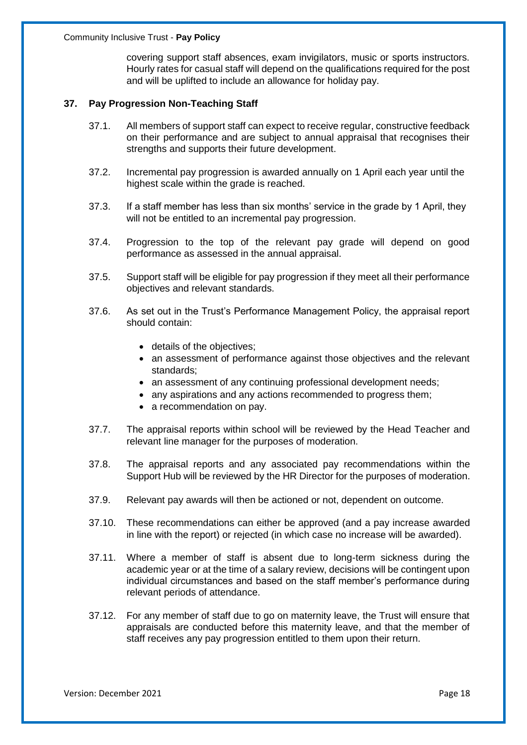covering support staff absences, exam invigilators, music or sports instructors. Hourly rates for casual staff will depend on the qualifications required for the post and will be uplifted to include an allowance for holiday pay.

## 37. Pay Progression Non-Teaching Staff

37.1. All members of support staff can expect to receive regular, constructive feedback on their performance and are subject to annual appraisal that recognises their strengths and supports their future development.

37.2. Incremental pay progression is awarded annually on 1 April each year until the highest scale within the grade is reached.

37.3. If a staff member has less than six months' service in the grade by 1 April, they will not be entitled to an incremental pay progression.

37.4. Progression to the top of the relevant pay grade will depend on good performance as assessed in the annual appraisal.

37.5. Support staff will be eligible for pay progression if they meet all their performance objectives and relevant standards.

37.6. As set out in the Trust's Performance Management Policy, the appraisal report should contain:

- details of the objectives;
- an assessment of performance against those objectives and the relevant standards;
- an assessment of any continuing professional development needs;
- any aspirations and any actions recommended to progress them;
- a recommendation on pay.

37.7. The appraisal reports within school will be reviewed by the Head Teacher and relevant line manager for the purposes of moderation.

37.8. The appraisal reports and any associated pay recommendations within the Support Hub will be reviewed by the HR Director for the purposes of moderation.

37.9. Relevant pay awards will then be actioned or not, dependent on outcome.

37.10. These recommendations can either be approved (and a pay increase awarded in line with the report) or rejected (in which case no increase will be awarded).

37.11. Where a member of staff is absent due to long-term sickness during the academic year or at the time of a salary review, decisions will be contingent upon individual circumstances and based on the staff member's performance during relevant periods of attendance.

37.12. For any member of staff due to go on maternity leave, the Trust will ensure that appraisals are conducted before this maternity leave, and that the member of staff receives any pay progression entitled to them upon their return.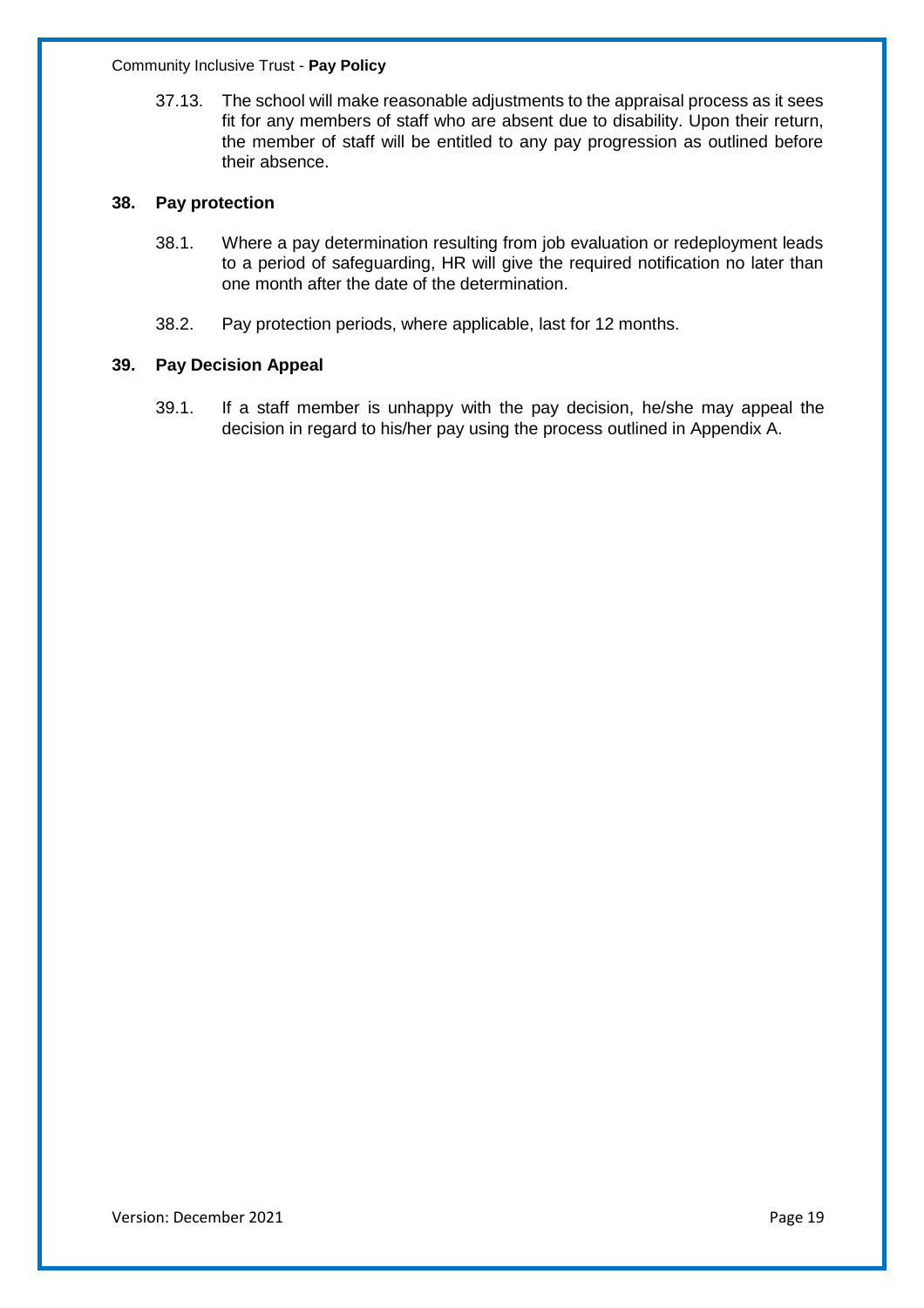37.13. The school will make reasonable adjustments to the appraisal process as it sees fit for any members of staff who are absent due to disability. Upon their return, the member of staff will be entitled to any pay progression as outlined before their absence.

## 38. Pay protection

38.1. Where a pay determination resulting from job evaluation or redeployment leads to a period of safeguarding, HR will give the required notification no later than one month after the date of the determination.

38.2. Pay protection periods, where applicable, last for 12 months.

## 39. Pay Decision Appeal

39.1. If a staff member is unhappy with the pay decision, he/she may appeal the decision in regard to his/her pay using the process outlined in Appendix A.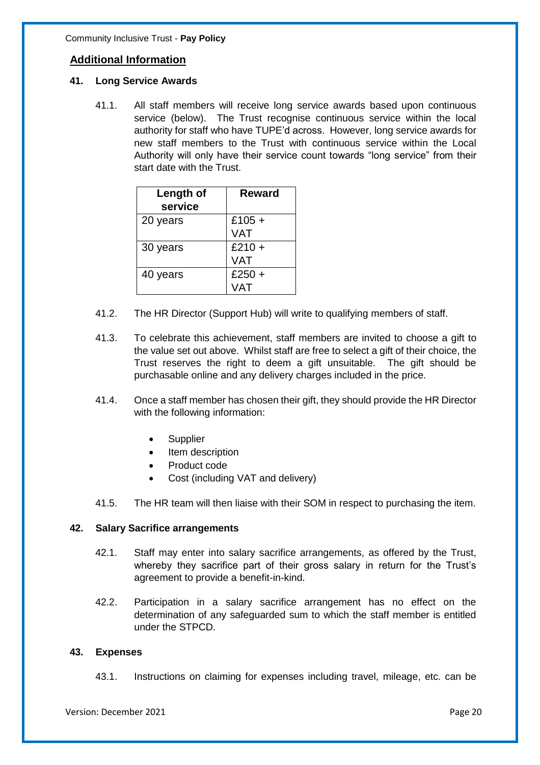## Additional Information

### 41. Long Service Awards

41.1. All staff members will receive long service awards based upon continuous service (below). The Trust recognise continuous service within the local authority for staff who have TUPE'd across. However, long service awards for new staff members to the Trust with continuous service within the Local Authority will only have their service count towards "long service" from their start date with the Trust.

| Length of service | Reward |
|---|---|
| 20 years | £105 + VAT |
| 30 years | £210 + VAT |
| 40 years | £250 + VAT |

41.2. The HR Director (Support Hub) will write to qualifying members of staff.

41.3. To celebrate this achievement, staff members are invited to choose a gift to the value set out above. Whilst staff are free to select a gift of their choice, the Trust reserves the right to deem a gift unsuitable. The gift should be purchasable online and any delivery charges included in the price.

41.4. Once a staff member has chosen their gift, they should provide the HR Director with the following information:

- Supplier
- Item description
- Product code
- Cost (including VAT and delivery)

41.5. The HR team will then liaise with their SOM in respect to purchasing the item.

### 42. Salary Sacrifice arrangements

42.1. Staff may enter into salary sacrifice arrangements, as offered by the Trust, whereby they sacrifice part of their gross salary in return for the Trust's agreement to provide a benefit-in-kind.

42.2. Participation in a salary sacrifice arrangement has no effect on the determination of any safeguarded sum to which the staff member is entitled under the STPCD.

### 43. Expenses

43.1. Instructions on claiming for expenses including travel, mileage, etc. can be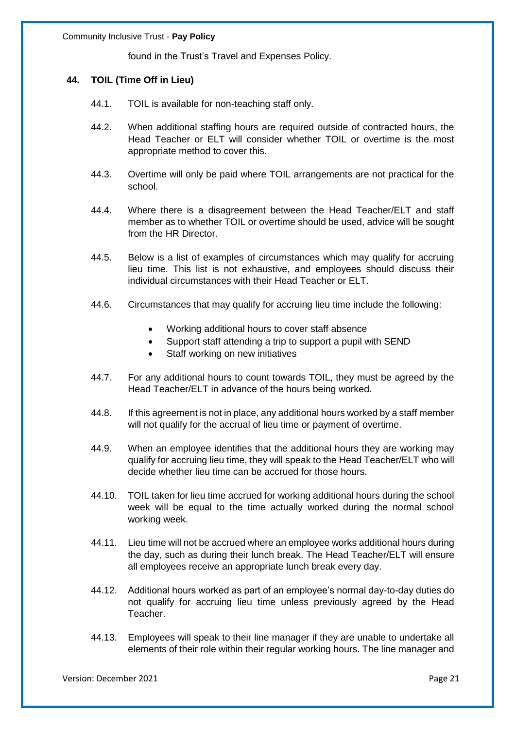found in the Trust's Travel and Expenses Policy.

## 44. TOIL (Time Off in Lieu)

44.1. TOIL is available for non-teaching staff only.

44.2. When additional staffing hours are required outside of contracted hours, the Head Teacher or ELT will consider whether TOIL or overtime is the most appropriate method to cover this.

44.3. Overtime will only be paid where TOIL arrangements are not practical for the school.

44.4. Where there is a disagreement between the Head Teacher/ELT and staff member as to whether TOIL or overtime should be used, advice will be sought from the HR Director.

44.5. Below is a list of examples of circumstances which may qualify for accruing lieu time. This list is not exhaustive, and employees should discuss their individual circumstances with their Head Teacher or ELT.

44.6. Circumstances that may qualify for accruing lieu time include the following:

- Working additional hours to cover staff absence
- Support staff attending a trip to support a pupil with SEND
- Staff working on new initiatives

44.7. For any additional hours to count towards TOIL, they must be agreed by the Head Teacher/ELT in advance of the hours being worked.

44.8. If this agreement is not in place, any additional hours worked by a staff member will not qualify for the accrual of lieu time or payment of overtime.

44.9. When an employee identifies that the additional hours they are working may qualify for accruing lieu time, they will speak to the Head Teacher/ELT who will decide whether lieu time can be accrued for those hours.

44.10. TOIL taken for lieu time accrued for working additional hours during the school week will be equal to the time actually worked during the normal school working week.

44.11. Lieu time will not be accrued where an employee works additional hours during the day, such as during their lunch break. The Head Teacher/ELT will ensure all employees receive an appropriate lunch break every day.

44.12. Additional hours worked as part of an employee's normal day-to-day duties do not qualify for accruing lieu time unless previously agreed by the Head Teacher.

44.13. Employees will speak to their line manager if they are unable to undertake all elements of their role within their regular working hours. The line manager and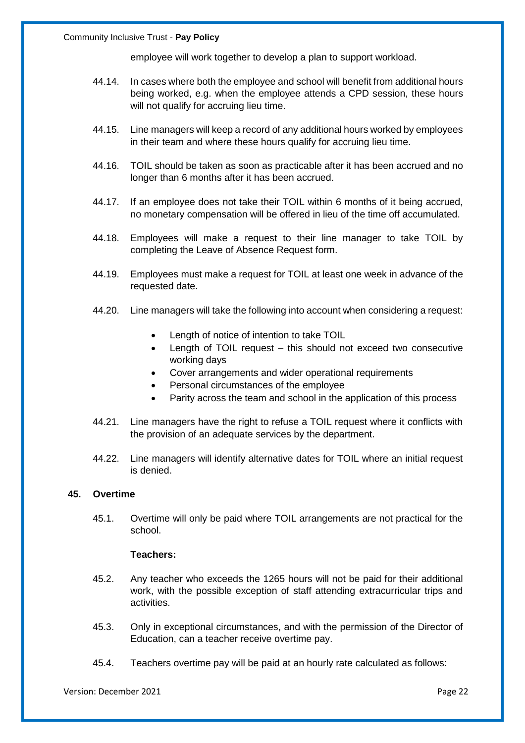employee will work together to develop a plan to support workload.

44.14. In cases where both the employee and school will benefit from additional hours being worked, e.g. when the employee attends a CPD session, these hours will not qualify for accruing lieu time.

44.15. Line managers will keep a record of any additional hours worked by employees in their team and where these hours qualify for accruing lieu time.

44.16. TOIL should be taken as soon as practicable after it has been accrued and no longer than 6 months after it has been accrued.

44.17. If an employee does not take their TOIL within 6 months of it being accrued, no monetary compensation will be offered in lieu of the time off accumulated.

44.18. Employees will make a request to their line manager to take TOIL by completing the Leave of Absence Request form.

44.19. Employees must make a request for TOIL at least one week in advance of the requested date.

44.20. Line managers will take the following into account when considering a request:

- Length of notice of intention to take TOIL
- Length of TOIL request – this should not exceed two consecutive working days
- Cover arrangements and wider operational requirements
- Personal circumstances of the employee
- Parity across the team and school in the application of this process

44.21. Line managers have the right to refuse a TOIL request where it conflicts with the provision of an adequate services by the department.

44.22. Line managers will identify alternative dates for TOIL where an initial request is denied.

## 45. Overtime

45.1. Overtime will only be paid where TOIL arrangements are not practical for the school.

**Teachers:**

45.2. Any teacher who exceeds the 1265 hours will not be paid for their additional work, with the possible exception of staff attending extracurricular trips and activities.

45.3. Only in exceptional circumstances, and with the permission of the Director of Education, can a teacher receive overtime pay.

45.4. Teachers overtime pay will be paid at an hourly rate calculated as follows: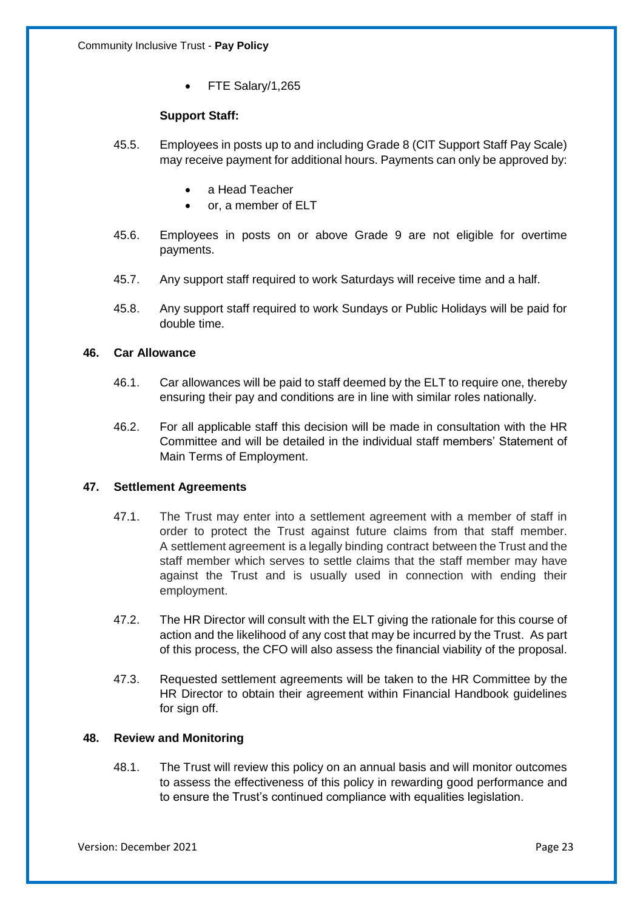- FTE Salary/1,265

**Support Staff:**

45.5. Employees in posts up to and including Grade 8 (CIT Support Staff Pay Scale) may receive payment for additional hours. Payments can only be approved by:

- a Head Teacher
- or, a member of ELT

45.6. Employees in posts on or above Grade 9 are not eligible for overtime payments.

45.7. Any support staff required to work Saturdays will receive time and a half.

45.8. Any support staff required to work Sundays or Public Holidays will be paid for double time.

## 46. Car Allowance

46.1. Car allowances will be paid to staff deemed by the ELT to require one, thereby ensuring their pay and conditions are in line with similar roles nationally.

46.2. For all applicable staff this decision will be made in consultation with the HR Committee and will be detailed in the individual staff members' Statement of Main Terms of Employment.

## 47. Settlement Agreements

47.1. The Trust may enter into a settlement agreement with a member of staff in order to protect the Trust against future claims from that staff member. A settlement agreement is a legally binding contract between the Trust and the staff member which serves to settle claims that the staff member may have against the Trust and is usually used in connection with ending their employment.

47.2. The HR Director will consult with the ELT giving the rationale for this course of action and the likelihood of any cost that may be incurred by the Trust. As part of this process, the CFO will also assess the financial viability of the proposal.

47.3. Requested settlement agreements will be taken to the HR Committee by the HR Director to obtain their agreement within Financial Handbook guidelines for sign off.

## 48. Review and Monitoring

48.1. The Trust will review this policy on an annual basis and will monitor outcomes to assess the effectiveness of this policy in rewarding good performance and to ensure the Trust's continued compliance with equalities legislation.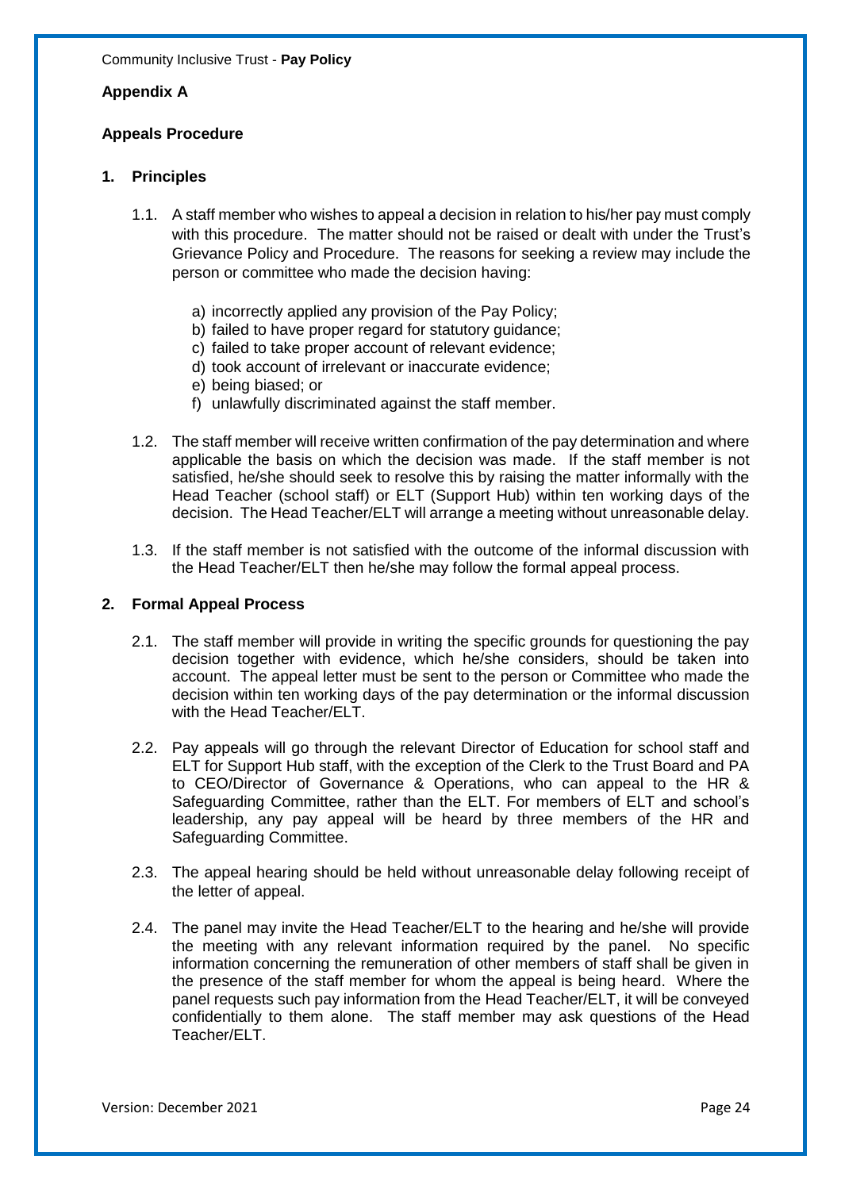## Appendix A

## Appeals Procedure

### 1. Principles

1.1. A staff member who wishes to appeal a decision in relation to his/her pay must comply with this procedure. The matter should not be raised or dealt with under the Trust's Grievance Policy and Procedure. The reasons for seeking a review may include the person or committee who made the decision having:

a) incorrectly applied any provision of the Pay Policy;
b) failed to have proper regard for statutory guidance;
c) failed to take proper account of relevant evidence;
d) took account of irrelevant or inaccurate evidence;
e) being biased; or
f) unlawfully discriminated against the staff member.

1.2. The staff member will receive written confirmation of the pay determination and where applicable the basis on which the decision was made. If the staff member is not satisfied, he/she should seek to resolve this by raising the matter informally with the Head Teacher (school staff) or ELT (Support Hub) within ten working days of the decision. The Head Teacher/ELT will arrange a meeting without unreasonable delay.

1.3. If the staff member is not satisfied with the outcome of the informal discussion with the Head Teacher/ELT then he/she may follow the formal appeal process.

### 2. Formal Appeal Process

2.1. The staff member will provide in writing the specific grounds for questioning the pay decision together with evidence, which he/she considers, should be taken into account. The appeal letter must be sent to the person or Committee who made the decision within ten working days of the pay determination or the informal discussion with the Head Teacher/ELT.

2.2. Pay appeals will go through the relevant Director of Education for school staff and ELT for Support Hub staff, with the exception of the Clerk to the Trust Board and PA to CEO/Director of Governance & Operations, who can appeal to the HR & Safeguarding Committee, rather than the ELT. For members of ELT and school's leadership, any pay appeal will be heard by three members of the HR and Safeguarding Committee.

2.3. The appeal hearing should be held without unreasonable delay following receipt of the letter of appeal.

2.4. The panel may invite the Head Teacher/ELT to the hearing and he/she will provide the meeting with any relevant information required by the panel. No specific information concerning the remuneration of other members of staff shall be given in the presence of the staff member for whom the appeal is being heard. Where the panel requests such pay information from the Head Teacher/ELT, it will be conveyed confidentially to them alone. The staff member may ask questions of the Head Teacher/ELT.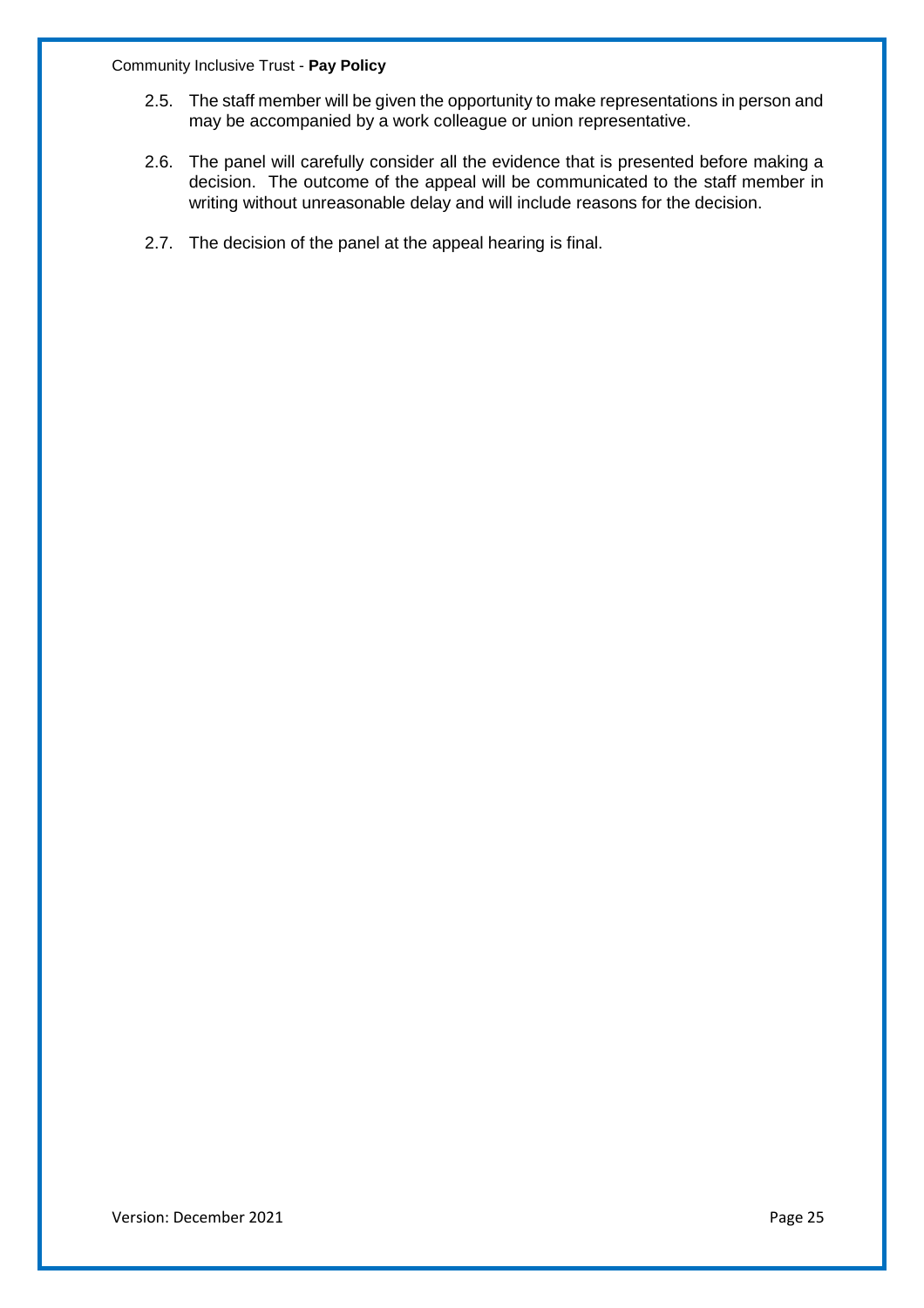2.5. The staff member will be given the opportunity to make representations in person and may be accompanied by a work colleague or union representative.

2.6. The panel will carefully consider all the evidence that is presented before making a decision. The outcome of the appeal will be communicated to the staff member in writing without unreasonable delay and will include reasons for the decision.

2.7. The decision of the panel at the appeal hearing is final.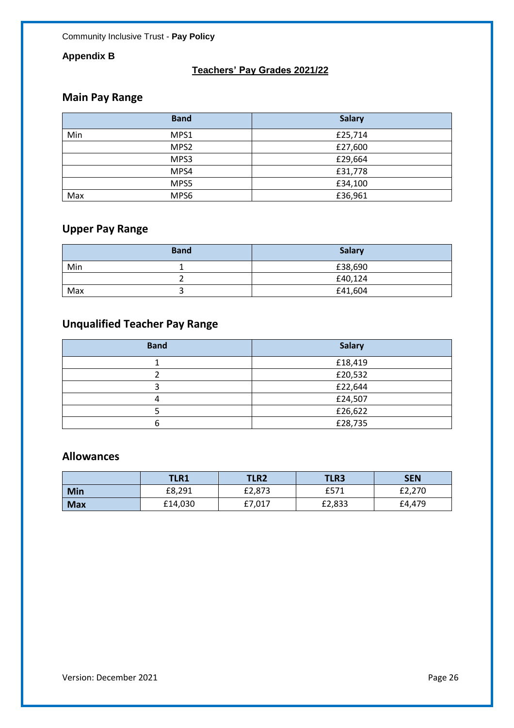## Appendix B

**Teachers' Pay Grades 2021/22**

## Main Pay Range

| | Band | Salary |
|---|---|---|
| Min | MPS1 | £25,714 |
| | MPS2 | £27,600 |
| | MPS3 | £29,664 |
| | MPS4 | £31,778 |
| | MPS5 | £34,100 |
| Max | MPS6 | £36,961 |

## Upper Pay Range

| | Band | Salary |
|---|---|---|
| Min | 1 | £38,690 |
| | 2 | £40,124 |
| Max | 3 | £41,604 |

## Unqualified Teacher Pay Range

| Band | Salary |
|---|---|
| 1 | £18,419 |
| 2 | £20,532 |
| 3 | £22,644 |
| 4 | £24,507 |
| 5 | £26,622 |
| 6 | £28,735 |

## Allowances

| | TLR1 | TLR2 | TLR3 | SEN |
|---|---|---|---|---|
| **Min** | £8,291 | £2,873 | £571 | £2,270 |
| **Max** | £14,030 | £7,017 | £2,833 | £4,479 |

Version: December 2021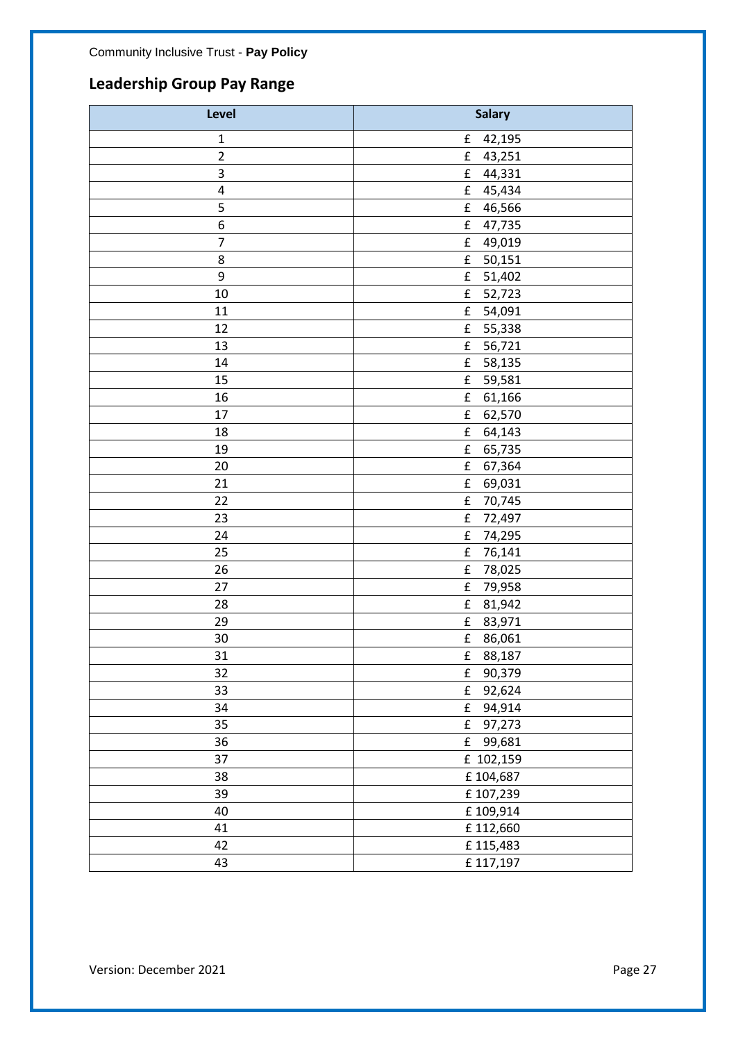## Leadership Group Pay Range

| Level | Salary |
|---|---|
| 1 | £ 42,195 |
| 2 | £ 43,251 |
| 3 | £ 44,331 |
| 4 | £ 45,434 |
| 5 | £ 46,566 |
| 6 | £ 47,735 |
| 7 | £ 49,019 |
| 8 | £ 50,151 |
| 9 | £ 51,402 |
| 10 | £ 52,723 |
| 11 | £ 54,091 |
| 12 | £ 55,338 |
| 13 | £ 56,721 |
| 14 | £ 58,135 |
| 15 | £ 59,581 |
| 16 | £ 61,166 |
| 17 | £ 62,570 |
| 18 | £ 64,143 |
| 19 | £ 65,735 |
| 20 | £ 67,364 |
| 21 | £ 69,031 |
| 22 | £ 70,745 |
| 23 | £ 72,497 |
| 24 | £ 74,295 |
| 25 | £ 76,141 |
| 26 | £ 78,025 |
| 27 | £ 79,958 |
| 28 | £ 81,942 |
| 29 | £ 83,971 |
| 30 | £ 86,061 |
| 31 | £ 88,187 |
| 32 | £ 90,379 |
| 33 | £ 92,624 |
| 34 | £ 94,914 |
| 35 | £ 97,273 |
| 36 | £ 99,681 |
| 37 | £ 102,159 |
| 38 | £ 104,687 |
| 39 | £ 107,239 |
| 40 | £ 109,914 |
| 41 | £ 112,660 |
| 42 | £ 115,483 |
| 43 | £ 117,197 |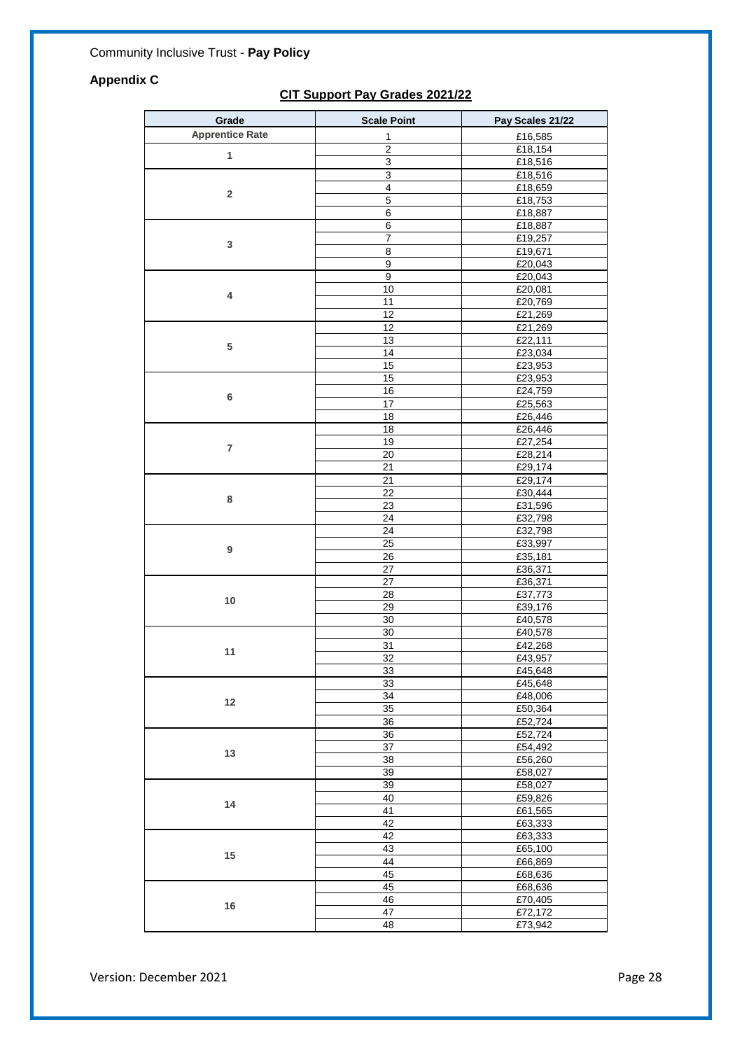## Appendix C

### CIT Support Pay Grades 2021/22

| Grade | Scale Point | Pay Scales 21/22 |
|---|---|---|
| Apprentice Rate | 1 | £16,585 |
| 1 | 2 | £18,154 |
| | 3 | £18,516 |
| 2 | 3 | £18,516 |
| | 4 | £18,659 |
| | 5 | £18,753 |
| | 6 | £18,887 |
| 3 | 6 | £18,887 |
| | 7 | £19,257 |
| | 8 | £19,671 |
| | 9 | £20,043 |
| 4 | 9 | £20,043 |
| | 10 | £20,081 |
| | 11 | £20,769 |
| | 12 | £21,269 |
| 5 | 12 | £21,269 |
| | 13 | £22,111 |
| | 14 | £23,034 |
| | 15 | £23,953 |
| 6 | 15 | £23,953 |
| | 16 | £24,759 |
| | 17 | £25,563 |
| | 18 | £26,446 |
| 7 | 18 | £26,446 |
| | 19 | £27,254 |
| | 20 | £28,214 |
| | 21 | £29,174 |
| 8 | 21 | £29,174 |
| | 22 | £30,444 |
| | 23 | £31,596 |
| | 24 | £32,798 |
| 9 | 24 | £32,798 |
| | 25 | £33,997 |
| | 26 | £35,181 |
| | 27 | £36,371 |
| 10 | 27 | £36,371 |
| | 28 | £37,773 |
| | 29 | £39,176 |
| | 30 | £40,578 |
| 11 | 30 | £40,578 |
| | 31 | £42,268 |
| | 32 | £43,957 |
| | 33 | £45,648 |
| 12 | 33 | £45,648 |
| | 34 | £48,006 |
| | 35 | £50,364 |
| | 36 | £52,724 |
| 13 | 36 | £52,724 |
| | 37 | £54,492 |
| | 38 | £56,260 |
| | 39 | £58,027 |
| 14 | 39 | £58,027 |
| | 40 | £59,826 |
| | 41 | £61,565 |
| | 42 | £63,333 |
| 15 | 42 | £63,333 |
| | 43 | £65,100 |
| | 44 | £66,869 |
| | 45 | £68,636 |
| 16 | 45 | £68,636 |
| | 46 | £70,405 |
| | 47 | £72,172 |
| | 48 | £73,942 |